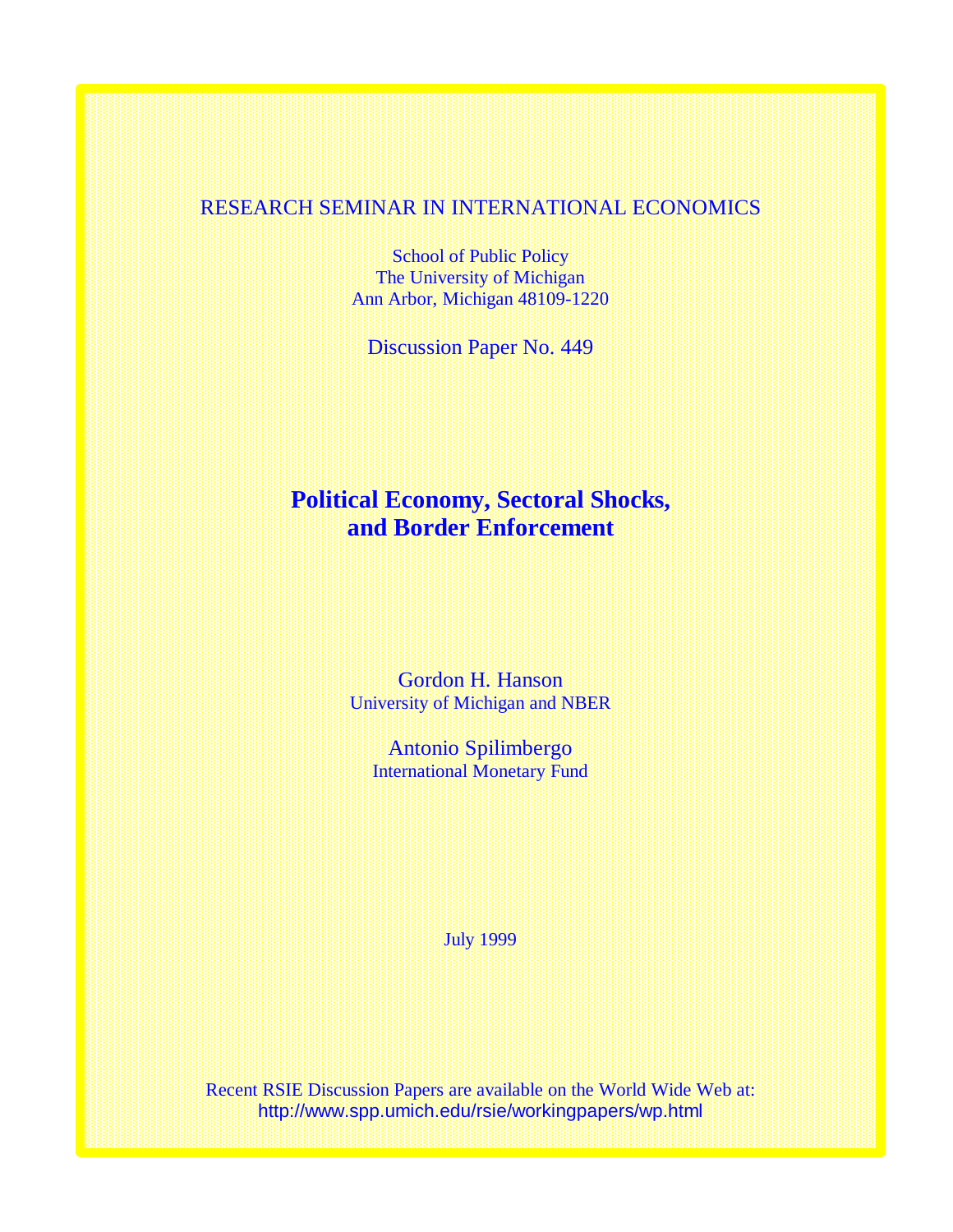RESEARCH SEMINAR IN INTERNATIONAL ECONOMICS

School of Public Policy
The University of Michigan
Ann Arbor, Michigan 48109-1220

Discussion Paper No. 449

# Political Economy, Sectoral Shocks, and Border Enforcement

Gordon H. Hanson
University of Michigan and NBER

Antonio Spilimbergo
International Monetary Fund

July 1999

Recent RSIE Discussion Papers are available on the World Wide Web at:
http://www.spp.umich.edu/rsie/workingpapers/wp.html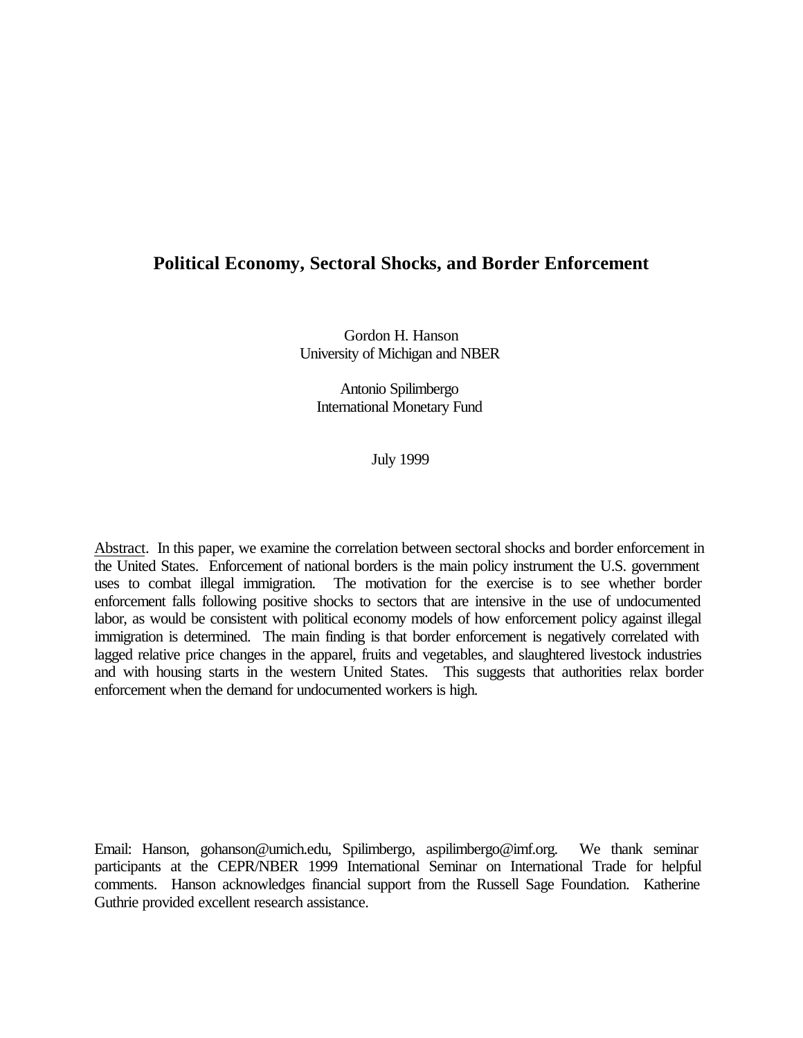# Political Economy, Sectoral Shocks, and Border Enforcement

Gordon H. Hanson
University of Michigan and NBER

Antonio Spilimbergo
International Monetary Fund

July 1999

Abstract. In this paper, we examine the correlation between sectoral shocks and border enforcement in the United States. Enforcement of national borders is the main policy instrument the U.S. government uses to combat illegal immigration. The motivation for the exercise is to see whether border enforcement falls following positive shocks to sectors that are intensive in the use of undocumented labor, as would be consistent with political economy models of how enforcement policy against illegal immigration is determined. The main finding is that border enforcement is negatively correlated with lagged relative price changes in the apparel, fruits and vegetables, and slaughtered livestock industries and with housing starts in the western United States. This suggests that authorities relax border enforcement when the demand for undocumented workers is high.

Email: Hanson, gohanson@umich.edu, Spilimbergo, aspilimbergo@imf.org. We thank seminar participants at the CEPR/NBER 1999 International Seminar on International Trade for helpful comments. Hanson acknowledges financial support from the Russell Sage Foundation. Katherine Guthrie provided excellent research assistance.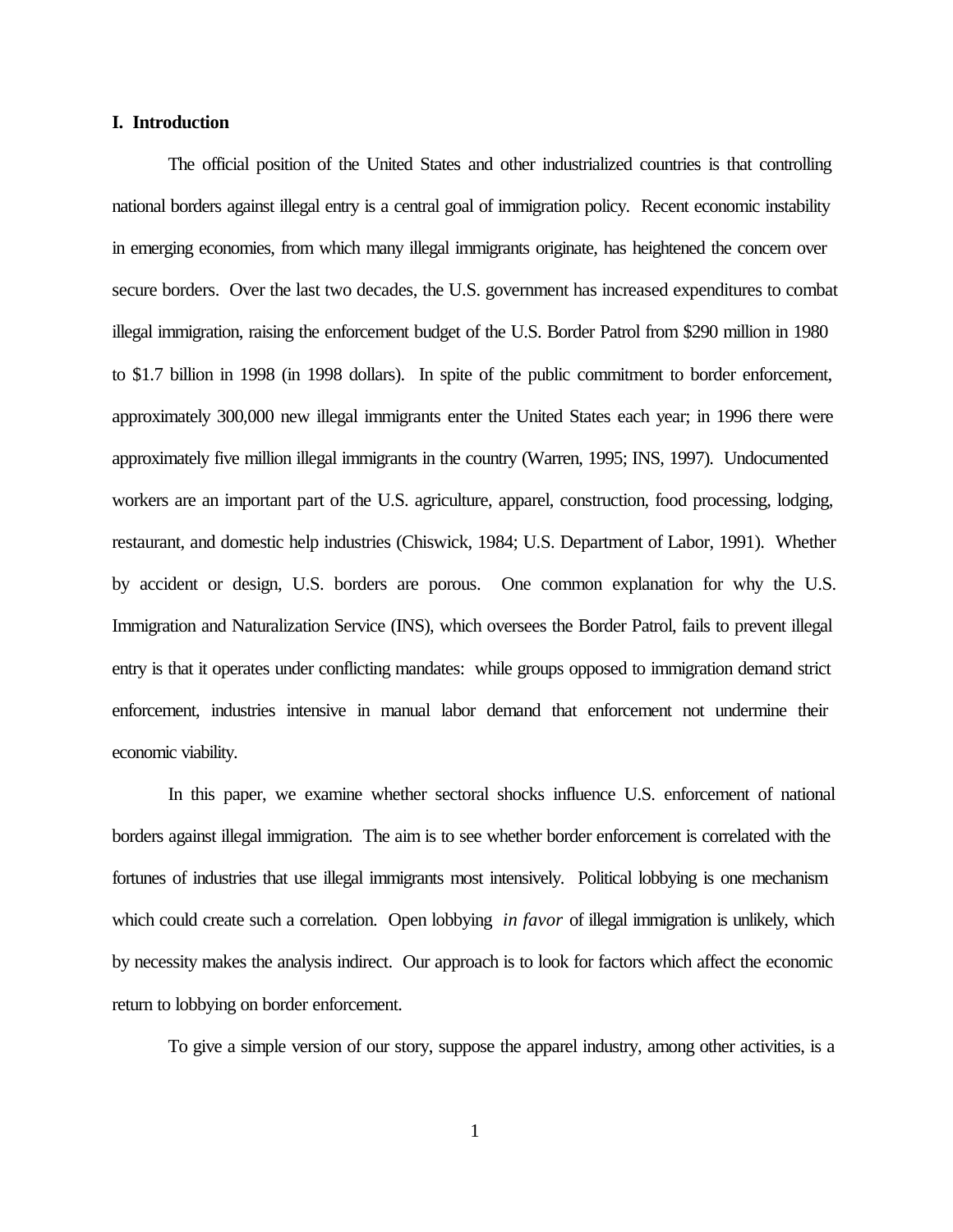## I. Introduction

The official position of the United States and other industrialized countries is that controlling national borders against illegal entry is a central goal of immigration policy. Recent economic instability in emerging economies, from which many illegal immigrants originate, has heightened the concern over secure borders. Over the last two decades, the U.S. government has increased expenditures to combat illegal immigration, raising the enforcement budget of the U.S. Border Patrol from $290 million in 1980 to $1.7 billion in 1998 (in 1998 dollars). In spite of the public commitment to border enforcement, approximately 300,000 new illegal immigrants enter the United States each year; in 1996 there were approximately five million illegal immigrants in the country (Warren, 1995; INS, 1997). Undocumented workers are an important part of the U.S. agriculture, apparel, construction, food processing, lodging, restaurant, and domestic help industries (Chiswick, 1984; U.S. Department of Labor, 1991). Whether by accident or design, U.S. borders are porous. One common explanation for why the U.S. Immigration and Naturalization Service (INS), which oversees the Border Patrol, fails to prevent illegal entry is that it operates under conflicting mandates: while groups opposed to immigration demand strict enforcement, industries intensive in manual labor demand that enforcement not undermine their economic viability.

In this paper, we examine whether sectoral shocks influence U.S. enforcement of national borders against illegal immigration. The aim is to see whether border enforcement is correlated with the fortunes of industries that use illegal immigrants most intensively. Political lobbying is one mechanism which could create such a correlation. Open lobbying *in favor* of illegal immigration is unlikely, which by necessity makes the analysis indirect. Our approach is to look for factors which affect the economic return to lobbying on border enforcement.

To give a simple version of our story, suppose the apparel industry, among other activities, is a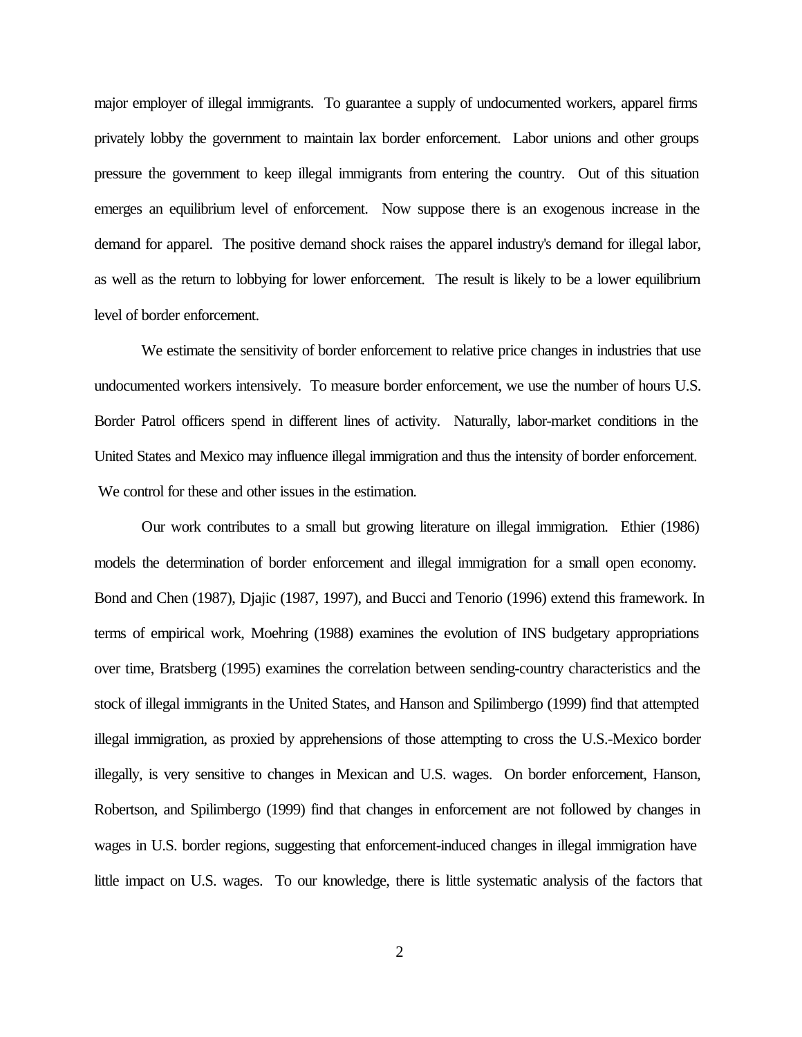major employer of illegal immigrants. To guarantee a supply of undocumented workers, apparel firms privately lobby the government to maintain lax border enforcement. Labor unions and other groups pressure the government to keep illegal immigrants from entering the country. Out of this situation emerges an equilibrium level of enforcement. Now suppose there is an exogenous increase in the demand for apparel. The positive demand shock raises the apparel industry's demand for illegal labor, as well as the return to lobbying for lower enforcement. The result is likely to be a lower equilibrium level of border enforcement.

We estimate the sensitivity of border enforcement to relative price changes in industries that use undocumented workers intensively. To measure border enforcement, we use the number of hours U.S. Border Patrol officers spend in different lines of activity. Naturally, labor-market conditions in the United States and Mexico may influence illegal immigration and thus the intensity of border enforcement. We control for these and other issues in the estimation.

Our work contributes to a small but growing literature on illegal immigration. Ethier (1986) models the determination of border enforcement and illegal immigration for a small open economy. Bond and Chen (1987), Djajic (1987, 1997), and Bucci and Tenorio (1996) extend this framework. In terms of empirical work, Moehring (1988) examines the evolution of INS budgetary appropriations over time, Bratsberg (1995) examines the correlation between sending-country characteristics and the stock of illegal immigrants in the United States, and Hanson and Spilimbergo (1999) find that attempted illegal immigration, as proxied by apprehensions of those attempting to cross the U.S.-Mexico border illegally, is very sensitive to changes in Mexican and U.S. wages. On border enforcement, Hanson, Robertson, and Spilimbergo (1999) find that changes in enforcement are not followed by changes in wages in U.S. border regions, suggesting that enforcement-induced changes in illegal immigration have little impact on U.S. wages. To our knowledge, there is little systematic analysis of the factors that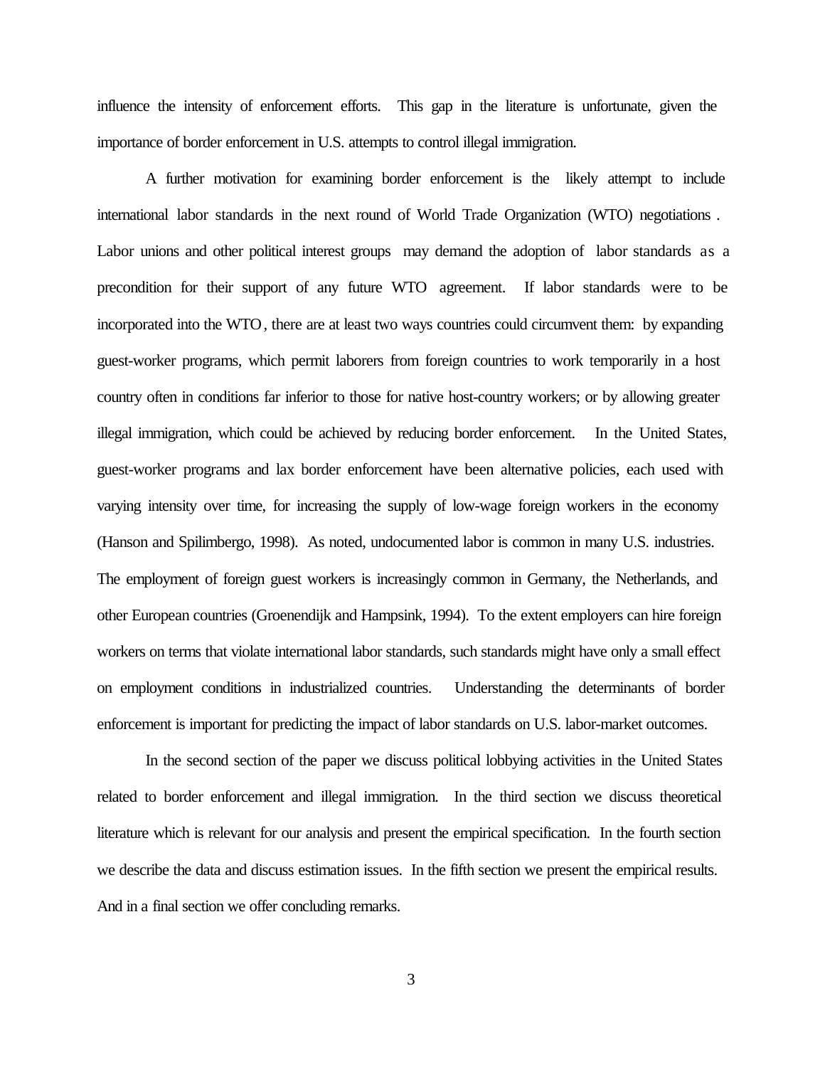influence the intensity of enforcement efforts. This gap in the literature is unfortunate, given the importance of border enforcement in U.S. attempts to control illegal immigration.

A further motivation for examining border enforcement is the likely attempt to include international labor standards in the next round of World Trade Organization (WTO) negotiations. Labor unions and other political interest groups may demand the adoption of labor standards as a precondition for their support of any future WTO agreement. If labor standards were to be incorporated into the WTO, there are at least two ways countries could circumvent them: by expanding guest-worker programs, which permit laborers from foreign countries to work temporarily in a host country often in conditions far inferior to those for native host-country workers; or by allowing greater illegal immigration, which could be achieved by reducing border enforcement. In the United States, guest-worker programs and lax border enforcement have been alternative policies, each used with varying intensity over time, for increasing the supply of low-wage foreign workers in the economy (Hanson and Spilimbergo, 1998). As noted, undocumented labor is common in many U.S. industries. The employment of foreign guest workers is increasingly common in Germany, the Netherlands, and other European countries (Groenendijk and Hampsink, 1994). To the extent employers can hire foreign workers on terms that violate international labor standards, such standards might have only a small effect on employment conditions in industrialized countries. Understanding the determinants of border enforcement is important for predicting the impact of labor standards on U.S. labor-market outcomes.

In the second section of the paper we discuss political lobbying activities in the United States related to border enforcement and illegal immigration. In the third section we discuss theoretical literature which is relevant for our analysis and present the empirical specification. In the fourth section we describe the data and discuss estimation issues. In the fifth section we present the empirical results. And in a final section we offer concluding remarks.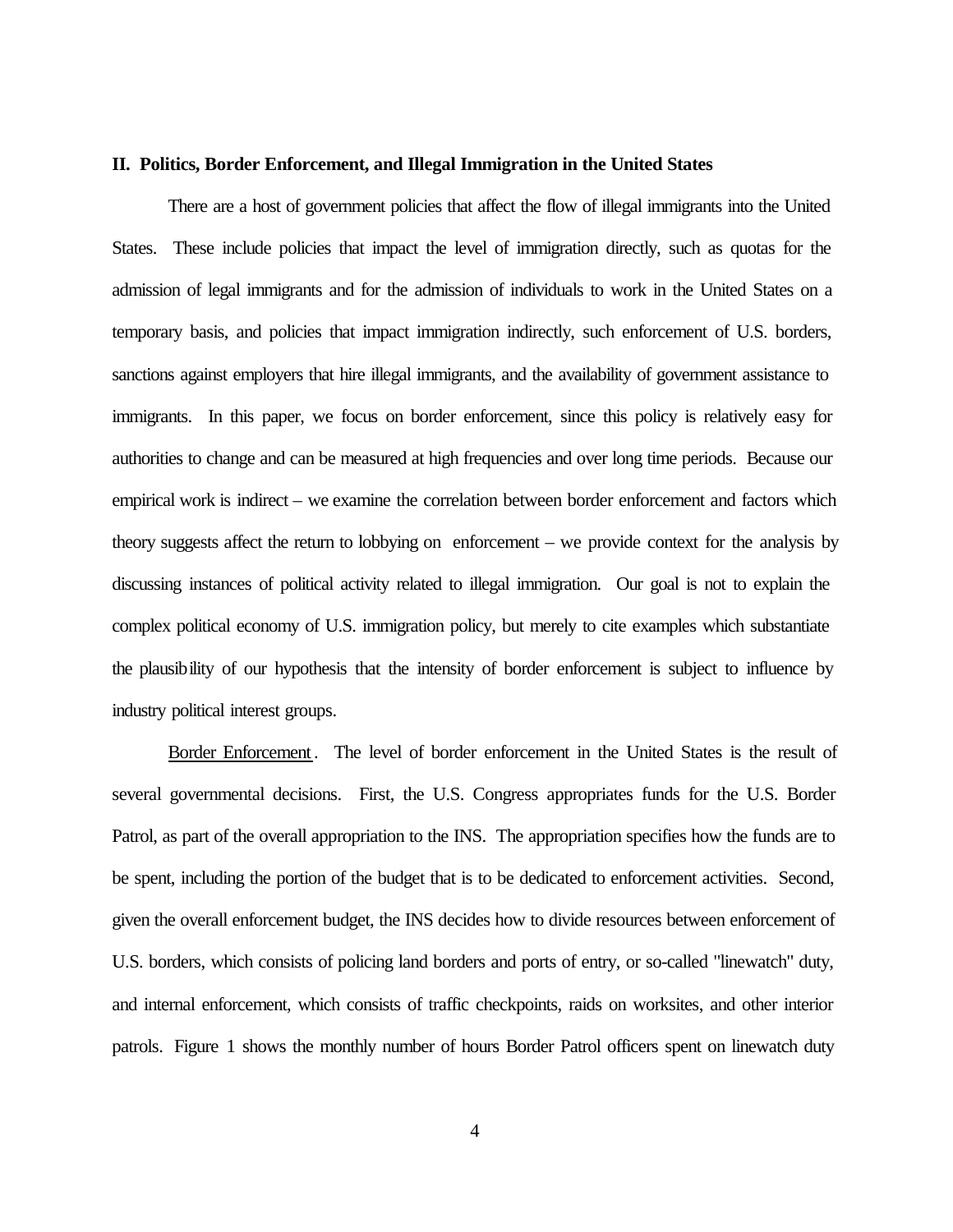## II. Politics, Border Enforcement, and Illegal Immigration in the United States

There are a host of government policies that affect the flow of illegal immigrants into the United States. These include policies that impact the level of immigration directly, such as quotas for the admission of legal immigrants and for the admission of individuals to work in the United States on a temporary basis, and policies that impact immigration indirectly, such enforcement of U.S. borders, sanctions against employers that hire illegal immigrants, and the availability of government assistance to immigrants. In this paper, we focus on border enforcement, since this policy is relatively easy for authorities to change and can be measured at high frequencies and over long time periods. Because our empirical work is indirect – we examine the correlation between border enforcement and factors which theory suggests affect the return to lobbying on enforcement – we provide context for the analysis by discussing instances of political activity related to illegal immigration. Our goal is not to explain the complex political economy of U.S. immigration policy, but merely to cite examples which substantiate the plausibility of our hypothesis that the intensity of border enforcement is subject to influence by industry political interest groups.

Border Enforcement. The level of border enforcement in the United States is the result of several governmental decisions. First, the U.S. Congress appropriates funds for the U.S. Border Patrol, as part of the overall appropriation to the INS. The appropriation specifies how the funds are to be spent, including the portion of the budget that is to be dedicated to enforcement activities. Second, given the overall enforcement budget, the INS decides how to divide resources between enforcement of U.S. borders, which consists of policing land borders and ports of entry, or so-called "linewatch" duty, and internal enforcement, which consists of traffic checkpoints, raids on worksites, and other interior patrols. Figure 1 shows the monthly number of hours Border Patrol officers spent on linewatch duty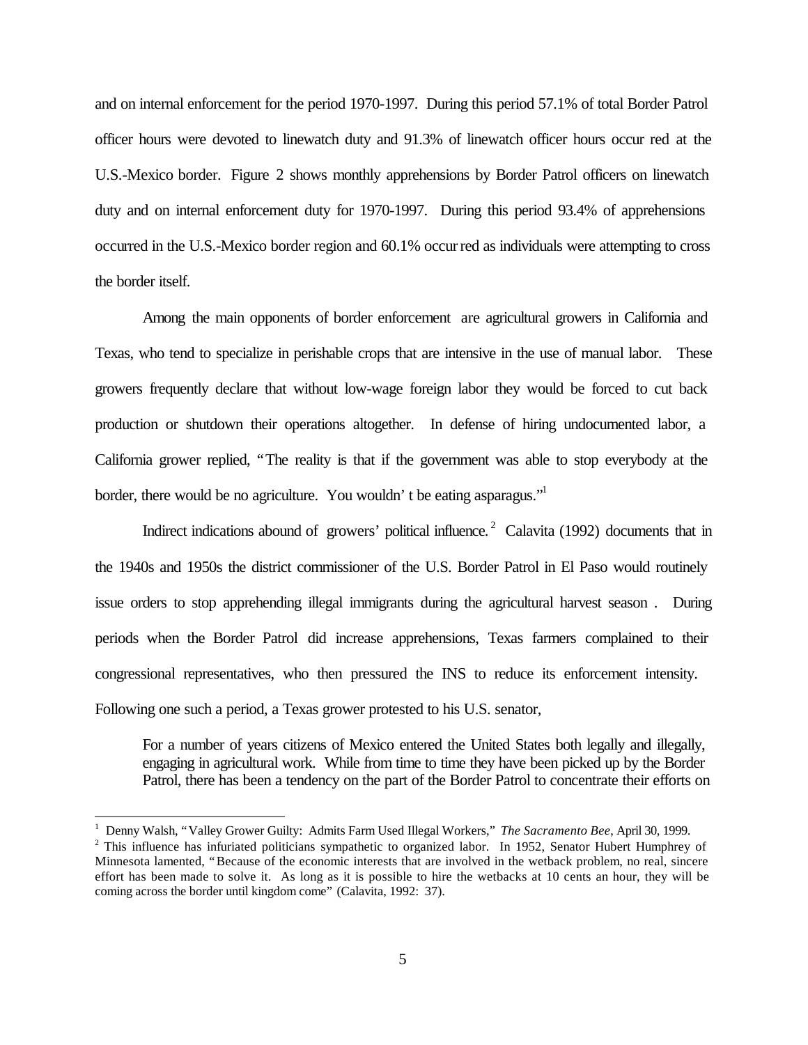and on internal enforcement for the period 1970-1997. During this period 57.1% of total Border Patrol officer hours were devoted to linewatch duty and 91.3% of linewatch officer hours occurred at the U.S.-Mexico border. Figure 2 shows monthly apprehensions by Border Patrol officers on linewatch duty and on internal enforcement duty for 1970-1997. During this period 93.4% of apprehensions occurred in the U.S.-Mexico border region and 60.1% occurred as individuals were attempting to cross the border itself.

Among the main opponents of border enforcement are agricultural growers in California and Texas, who tend to specialize in perishable crops that are intensive in the use of manual labor. These growers frequently declare that without low-wage foreign labor they would be forced to cut back production or shutdown their operations altogether. In defense of hiring undocumented labor, a California grower replied, "The reality is that if the government was able to stop everybody at the border, there would be no agriculture. You wouldn't be eating asparagus."[1]

Indirect indications abound of growers' political influence.[2] Calavita (1992) documents that in the 1940s and 1950s the district commissioner of the U.S. Border Patrol in El Paso would routinely issue orders to stop apprehending illegal immigrants during the agricultural harvest season. During periods when the Border Patrol did increase apprehensions, Texas farmers complained to their congressional representatives, who then pressured the INS to reduce its enforcement intensity. Following one such a period, a Texas grower protested to his U.S. senator,

> For a number of years citizens of Mexico entered the United States both legally and illegally, engaging in agricultural work. While from time to time they have been picked up by the Border Patrol, there has been a tendency on the part of the Border Patrol to concentrate their efforts on

---

[1] Denny Walsh, "Valley Grower Guilty: Admits Farm Used Illegal Workers," *The Sacramento Bee*, April 30, 1999.

[2] This influence has infuriated politicians sympathetic to organized labor. In 1952, Senator Hubert Humphrey of Minnesota lamented, "Because of the economic interests that are involved in the wetback problem, no real, sincere effort has been made to solve it. As long as it is possible to hire the wetbacks at 10 cents an hour, they will be coming across the border until kingdom come" (Calavita, 1992: 37).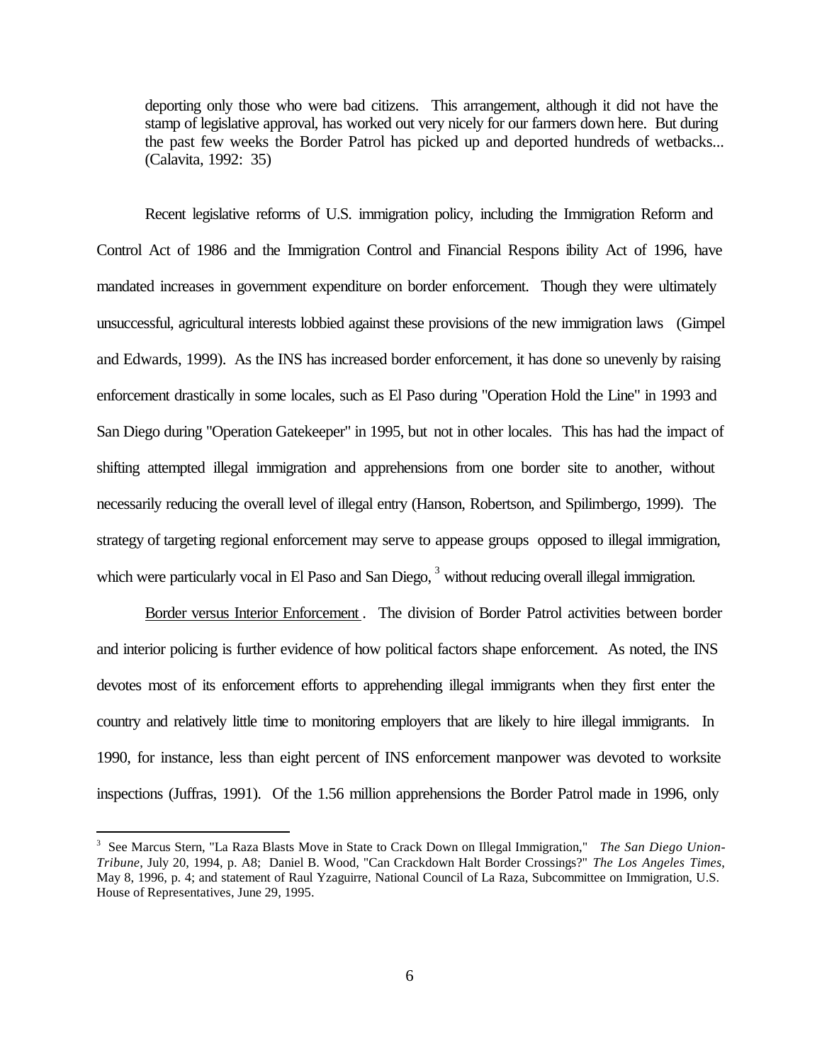> deporting only those who were bad citizens. This arrangement, although it did not have the stamp of legislative approval, has worked out very nicely for our farmers down here. But during the past few weeks the Border Patrol has picked up and deported hundreds of wetbacks... (Calavita, 1992: 35)

Recent legislative reforms of U.S. immigration policy, including the Immigration Reform and Control Act of 1986 and the Immigration Control and Financial Respons ibility Act of 1996, have mandated increases in government expenditure on border enforcement. Though they were ultimately unsuccessful, agricultural interests lobbied against these provisions of the new immigration laws (Gimpel and Edwards, 1999). As the INS has increased border enforcement, it has done so unevenly by raising enforcement drastically in some locales, such as El Paso during "Operation Hold the Line" in 1993 and San Diego during "Operation Gatekeeper" in 1995, but not in other locales. This has had the impact of shifting attempted illegal immigration and apprehensions from one border site to another, without necessarily reducing the overall level of illegal entry (Hanson, Robertson, and Spilimbergo, 1999). The strategy of targeting regional enforcement may serve to appease groups opposed to illegal immigration, which were particularly vocal in El Paso and San Diego,[3] without reducing overall illegal immigration.

Border versus Interior Enforcement. The division of Border Patrol activities between border and interior policing is further evidence of how political factors shape enforcement. As noted, the INS devotes most of its enforcement efforts to apprehending illegal immigrants when they first enter the country and relatively little time to monitoring employers that are likely to hire illegal immigrants. In 1990, for instance, less than eight percent of INS enforcement manpower was devoted to worksite inspections (Juffras, 1991). Of the 1.56 million apprehensions the Border Patrol made in 1996, only

[3] See Marcus Stern, "La Raza Blasts Move in State to Crack Down on Illegal Immigration," *The San Diego Union-Tribune*, July 20, 1994, p. A8; Daniel B. Wood, "Can Crackdown Halt Border Crossings?" *The Los Angeles Times*, May 8, 1996, p. 4; and statement of Raul Yzaguirre, National Council of La Raza, Subcommittee on Immigration, U.S. House of Representatives, June 29, 1995.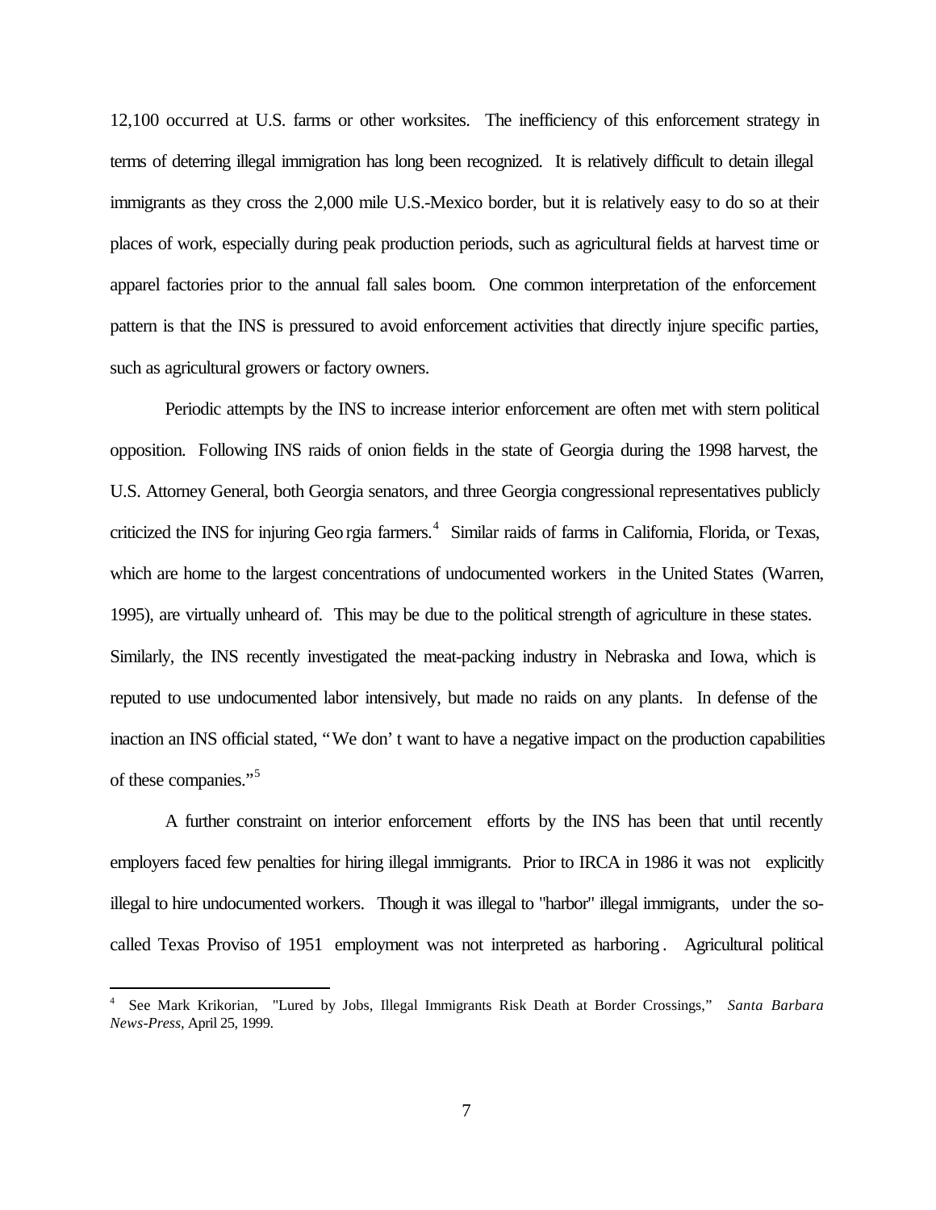12,100 occurred at U.S. farms or other worksites. The inefficiency of this enforcement strategy in terms of deterring illegal immigration has long been recognized. It is relatively difficult to detain illegal immigrants as they cross the 2,000 mile U.S.-Mexico border, but it is relatively easy to do so at their places of work, especially during peak production periods, such as agricultural fields at harvest time or apparel factories prior to the annual fall sales boom. One common interpretation of the enforcement pattern is that the INS is pressured to avoid enforcement activities that directly injure specific parties, such as agricultural growers or factory owners.

Periodic attempts by the INS to increase interior enforcement are often met with stern political opposition. Following INS raids of onion fields in the state of Georgia during the 1998 harvest, the U.S. Attorney General, both Georgia senators, and three Georgia congressional representatives publicly criticized the INS for injuring Georgia farmers.[4] Similar raids of farms in California, Florida, or Texas, which are home to the largest concentrations of undocumented workers in the United States (Warren, 1995), are virtually unheard of. This may be due to the political strength of agriculture in these states. Similarly, the INS recently investigated the meat-packing industry in Nebraska and Iowa, which is reputed to use undocumented labor intensively, but made no raids on any plants. In defense of the inaction an INS official stated, "We don't want to have a negative impact on the production capabilities of these companies."[5]

A further constraint on interior enforcement efforts by the INS has been that until recently employers faced few penalties for hiring illegal immigrants. Prior to IRCA in 1986 it was not explicitly illegal to hire undocumented workers. Though it was illegal to "harbor" illegal immigrants, under the so-called Texas Proviso of 1951 employment was not interpreted as harboring. Agricultural political

---

[4] See Mark Krikorian, "Lured by Jobs, Illegal Immigrants Risk Death at Border Crossings," *Santa Barbara News-Press*, April 25, 1999.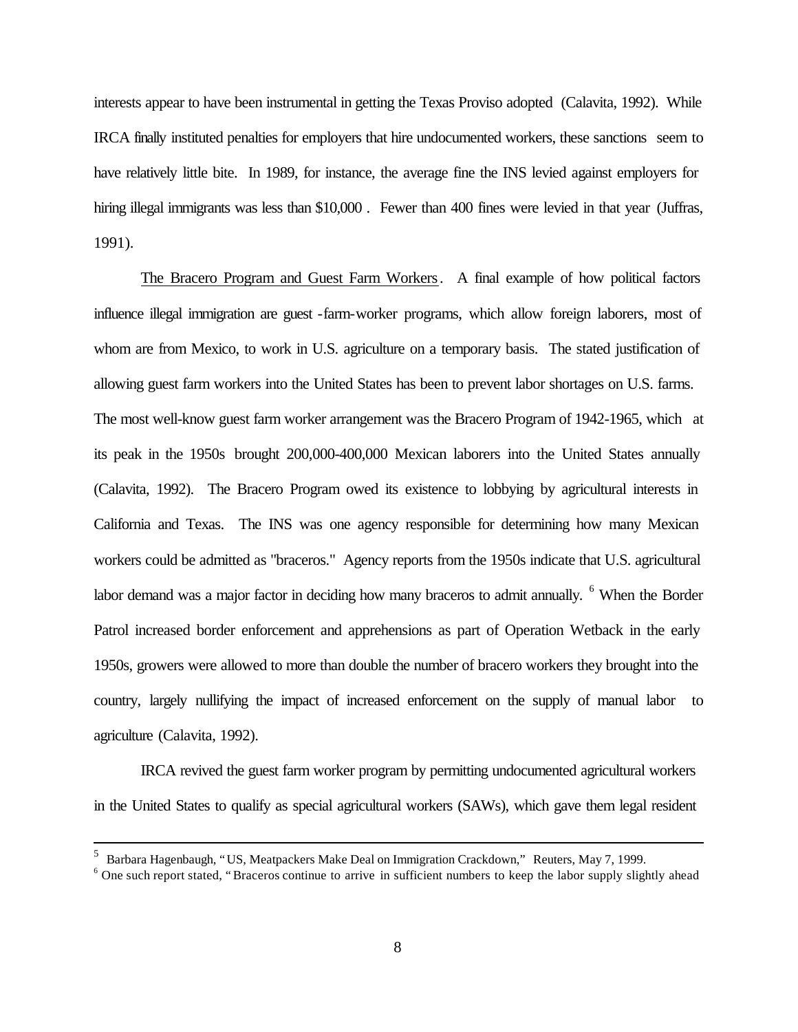interests appear to have been instrumental in getting the Texas Proviso adopted (Calavita, 1992). While IRCA finally instituted penalties for employers that hire undocumented workers, these sanctions seem to have relatively little bite. In 1989, for instance, the average fine the INS levied against employers for hiring illegal immigrants was less than $10,000 . Fewer than 400 fines were levied in that year (Juffras, 1991).

The Bracero Program and Guest Farm Workers. A final example of how political factors influence illegal immigration are guest -farm-worker programs, which allow foreign laborers, most of whom are from Mexico, to work in U.S. agriculture on a temporary basis. The stated justification of allowing guest farm workers into the United States has been to prevent labor shortages on U.S. farms. The most well-know guest farm worker arrangement was the Bracero Program of 1942-1965, which at its peak in the 1950s brought 200,000-400,000 Mexican laborers into the United States annually (Calavita, 1992). The Bracero Program owed its existence to lobbying by agricultural interests in California and Texas. The INS was one agency responsible for determining how many Mexican workers could be admitted as "braceros." Agency reports from the 1950s indicate that U.S. agricultural labor demand was a major factor in deciding how many braceros to admit annually. [6] When the Border Patrol increased border enforcement and apprehensions as part of Operation Wetback in the early 1950s, growers were allowed to more than double the number of bracero workers they brought into the country, largely nullifying the impact of increased enforcement on the supply of manual labor to agriculture (Calavita, 1992).

IRCA revived the guest farm worker program by permitting undocumented agricultural workers in the United States to qualify as special agricultural workers (SAWs), which gave them legal resident

---

[5] Barbara Hagenbaugh, "US, Meatpackers Make Deal on Immigration Crackdown," Reuters, May 7, 1999.

[6] One such report stated, "Braceros continue to arrive in sufficient numbers to keep the labor supply slightly ahead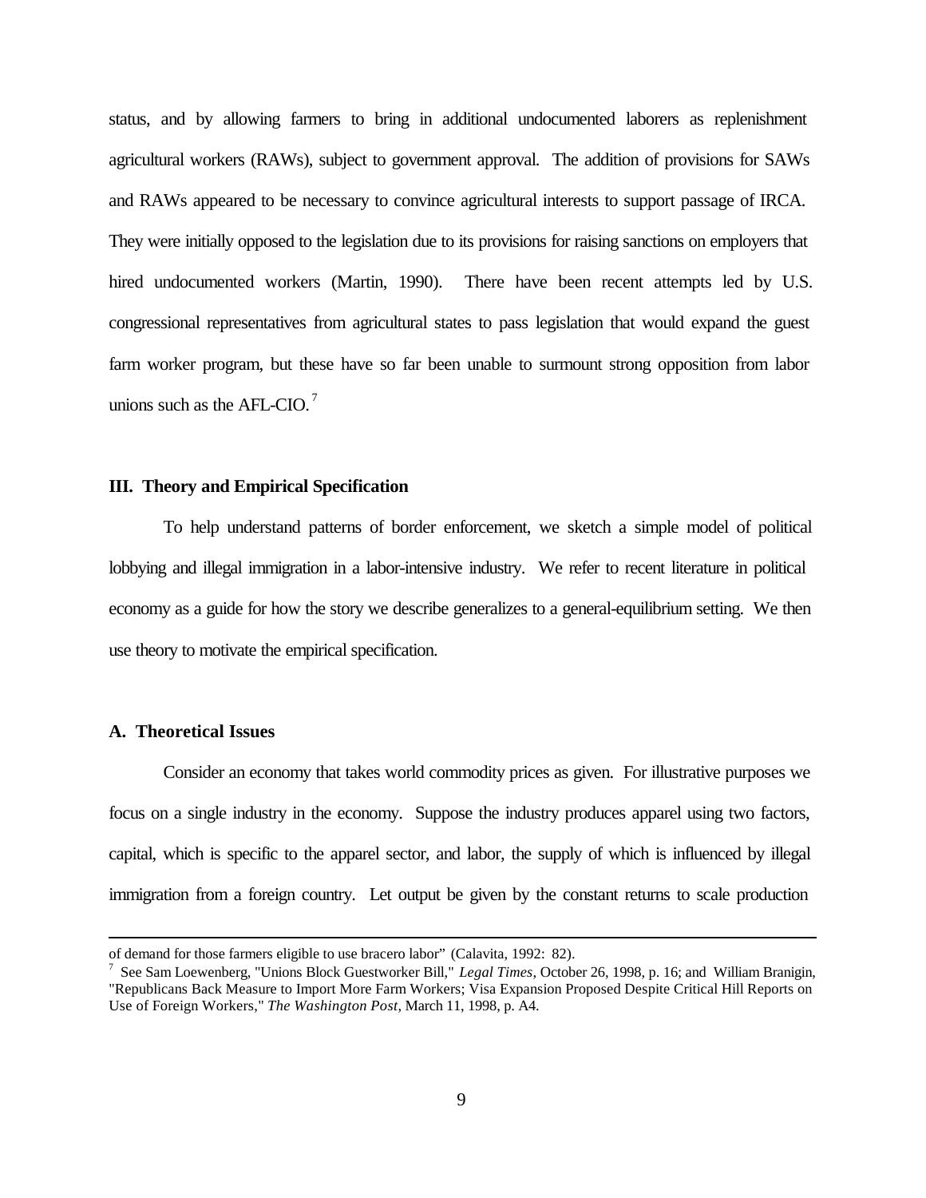status, and by allowing farmers to bring in additional undocumented laborers as replenishment agricultural workers (RAWs), subject to government approval. The addition of provisions for SAWs and RAWs appeared to be necessary to convince agricultural interests to support passage of IRCA. They were initially opposed to the legislation due to its provisions for raising sanctions on employers that hired undocumented workers (Martin, 1990). There have been recent attempts led by U.S. congressional representatives from agricultural states to pass legislation that would expand the guest farm worker program, but these have so far been unable to surmount strong opposition from labor unions such as the AFL-CIO.[7]

## III. Theory and Empirical Specification

To help understand patterns of border enforcement, we sketch a simple model of political lobbying and illegal immigration in a labor-intensive industry. We refer to recent literature in political economy as a guide for how the story we describe generalizes to a general-equilibrium setting. We then use theory to motivate the empirical specification.

### A. Theoretical Issues

Consider an economy that takes world commodity prices as given. For illustrative purposes we focus on a single industry in the economy. Suppose the industry produces apparel using two factors, capital, which is specific to the apparel sector, and labor, the supply of which is influenced by illegal immigration from a foreign country. Let output be given by the constant returns to scale production

---

of demand for those farmers eligible to use bracero labor" (Calavita, 1992: 82).

[7] See Sam Loewenberg, "Unions Block Guestworker Bill," *Legal Times*, October 26, 1998, p. 16; and William Branigin, "Republicans Back Measure to Import More Farm Workers; Visa Expansion Proposed Despite Critical Hill Reports on Use of Foreign Workers," *The Washington Post*, March 11, 1998, p. A4.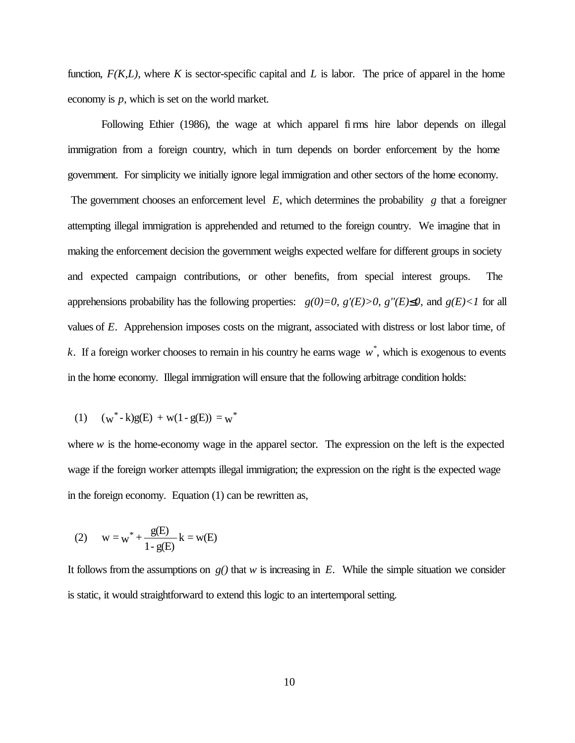function, $F(K,L)$, where $K$ is sector-specific capital and $L$ is labor. The price of apparel in the home economy is $p$, which is set on the world market.

Following Ethier (1986), the wage at which apparel firms hire labor depends on illegal immigration from a foreign country, which in turn depends on border enforcement by the home government. For simplicity we initially ignore legal immigration and other sectors of the home economy. The government chooses an enforcement level $E$, which determines the probability $g$ that a foreigner attempting illegal immigration is apprehended and returned to the foreign country. We imagine that in making the enforcement decision the government weighs expected welfare for different groups in society and expected campaign contributions, or other benefits, from special interest groups. The apprehensions probability has the following properties: $g(0)=0$, $g'(E)>0$, $g''(E)\leq 0$, and $g(E)<1$ for all values of $E$. Apprehension imposes costs on the migrant, associated with distress or lost labor time, of $k$. If a foreign worker chooses to remain in his country he earns wage $w^*$, which is exogenous to events in the home economy. Illegal immigration will ensure that the following arbitrage condition holds:

$$(1) \quad (w^* - k)g(E) + w(1 - g(E)) = w^*$$

where $w$ is the home-economy wage in the apparel sector. The expression on the left is the expected wage if the foreign worker attempts illegal immigration; the expression on the right is the expected wage in the foreign economy. Equation (1) can be rewritten as,

$$(2) \quad w = w^* + \frac{g(E)}{1 - g(E)} k = w(E)$$

It follows from the assumptions on $g()$ that $w$ is increasing in $E$. While the simple situation we consider is static, it would straightforward to extend this logic to an intertemporal setting.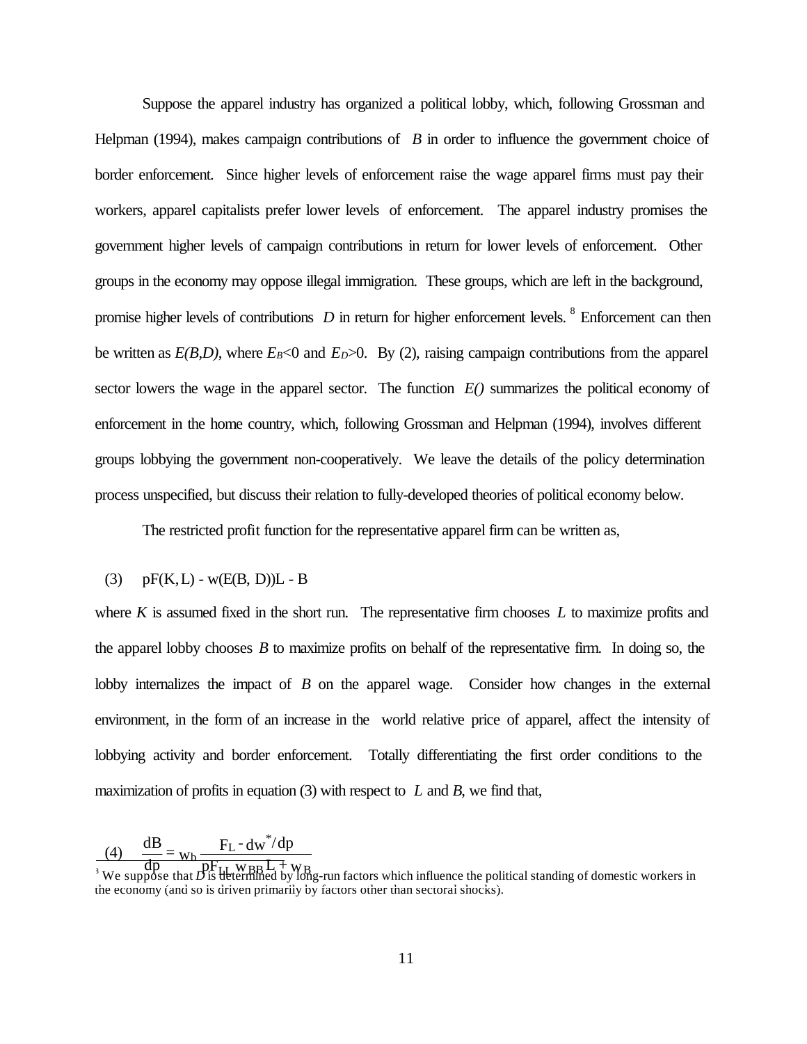Suppose the apparel industry has organized a political lobby, which, following Grossman and Helpman (1994), makes campaign contributions of $B$ in order to influence the government choice of border enforcement. Since higher levels of enforcement raise the wage apparel firms must pay their workers, apparel capitalists prefer lower levels of enforcement. The apparel industry promises the government higher levels of campaign contributions in return for lower levels of enforcement. Other groups in the economy may oppose illegal immigration. These groups, which are left in the background, promise higher levels of contributions $D$ in return for higher enforcement levels.[8] Enforcement can then be written as $E(B,D)$, where $E_B<0$ and $E_D>0$. By (2), raising campaign contributions from the apparel sector lowers the wage in the apparel sector. The function $E()$ summarizes the political economy of enforcement in the home country, which, following Grossman and Helpman (1994), involves different groups lobbying the government non-cooperatively. We leave the details of the policy determination process unspecified, but discuss their relation to fully-developed theories of political economy below.

The restricted profit function for the representative apparel firm can be written as,

$$(3) \quad pF(K, L) - w(E(B, D))L - B$$

where $K$ is assumed fixed in the short run. The representative firm chooses $L$ to maximize profits and the apparel lobby chooses $B$ to maximize profits on behalf of the representative firm. In doing so, the lobby internalizes the impact of $B$ on the apparel wage. Consider how changes in the external environment, in the form of an increase in the world relative price of apparel, affect the intensity of lobbying activity and border enforcement. Totally differentiating the first order conditions to the maximization of profits in equation (3) with respect to $L$ and $B$, we find that,

$$(4) \quad \frac{dB}{dp} = w_b \frac{F_L - dw^*/dp}{pF_{LL}\, w_{BB} L + w_B}$$

[8] We suppose that $D$ is determined by long-run factors which influence the political standing of domestic workers in the economy (and so is driven primarily by factors other than sectoral shocks).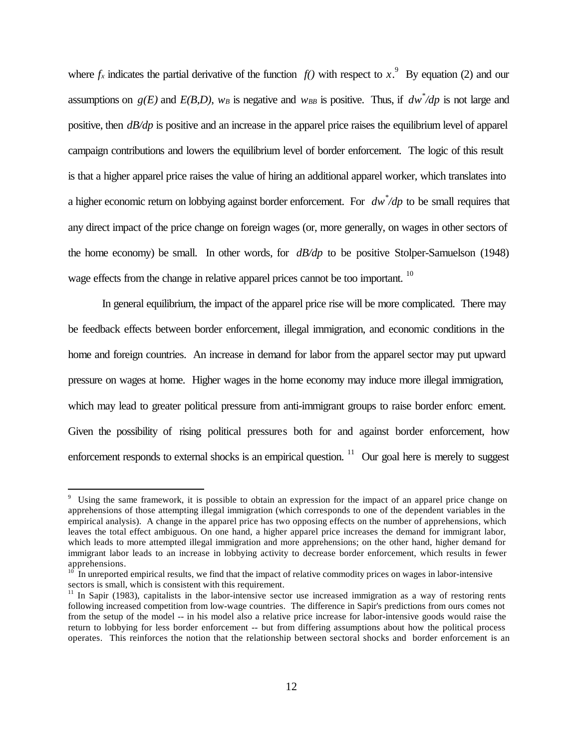where $f_x$ indicates the partial derivative of the function $f()$ with respect to $x$.[9] By equation (2) and our assumptions on $g(E)$ and $E(B,D)$, $w_B$ is negative and $w_{BB}$ is positive. Thus, if $dw^*/dp$ is not large and positive, then $dB/dp$ is positive and an increase in the apparel price raises the equilibrium level of apparel campaign contributions and lowers the equilibrium level of border enforcement. The logic of this result is that a higher apparel price raises the value of hiring an additional apparel worker, which translates into a higher economic return on lobbying against border enforcement. For $dw^*/dp$ to be small requires that any direct impact of the price change on foreign wages (or, more generally, on wages in other sectors of the home economy) be small. In other words, for $dB/dp$ to be positive Stolper-Samuelson (1948) wage effects from the change in relative apparel prices cannot be too important.[10]

In general equilibrium, the impact of the apparel price rise will be more complicated. There may be feedback effects between border enforcement, illegal immigration, and economic conditions in the home and foreign countries. An increase in demand for labor from the apparel sector may put upward pressure on wages at home. Higher wages in the home economy may induce more illegal immigration, which may lead to greater political pressure from anti-immigrant groups to raise border enforcement. Given the possibility of rising political pressures both for and against border enforcement, how enforcement responds to external shocks is an empirical question.[11] Our goal here is merely to suggest

---

[9] Using the same framework, it is possible to obtain an expression for the impact of an apparel price change on apprehensions of those attempting illegal immigration (which corresponds to one of the dependent variables in the empirical analysis). A change in the apparel price has two opposing effects on the number of apprehensions, which leaves the total effect ambiguous. On one hand, a higher apparel price increases the demand for immigrant labor, which leads to more attempted illegal immigration and more apprehensions; on the other hand, higher demand for immigrant labor leads to an increase in lobbying activity to decrease border enforcement, which results in fewer apprehensions.

[10] In unreported empirical results, we find that the impact of relative commodity prices on wages in labor-intensive sectors is small, which is consistent with this requirement.

[11] In Sapir (1983), capitalists in the labor-intensive sector use increased immigration as a way of restoring rents following increased competition from low-wage countries. The difference in Sapir's predictions from ours comes not from the setup of the model -- in his model also a relative price increase for labor-intensive goods would raise the return to lobbying for less border enforcement -- but from differing assumptions about how the political process operates. This reinforces the notion that the relationship between sectoral shocks and border enforcement is an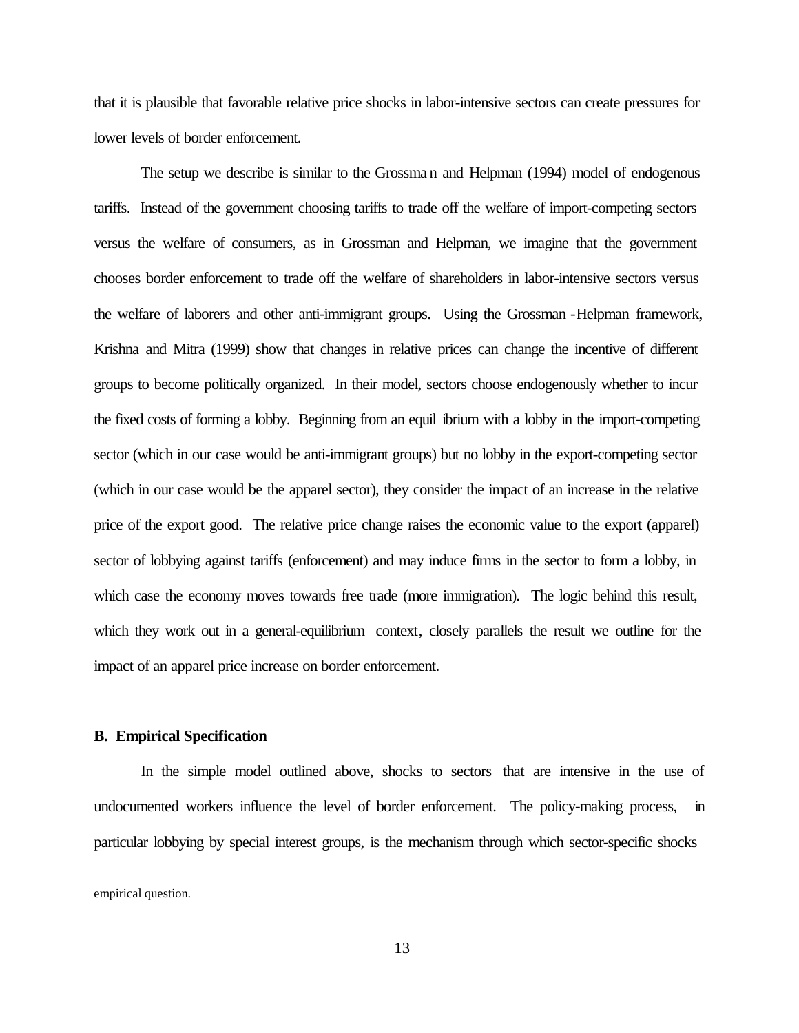that it is plausible that favorable relative price shocks in labor-intensive sectors can create pressures for lower levels of border enforcement.

The setup we describe is similar to the Grossman and Helpman (1994) model of endogenous tariffs. Instead of the government choosing tariffs to trade off the welfare of import-competing sectors versus the welfare of consumers, as in Grossman and Helpman, we imagine that the government chooses border enforcement to trade off the welfare of shareholders in labor-intensive sectors versus the welfare of laborers and other anti-immigrant groups. Using the Grossman-Helpman framework, Krishna and Mitra (1999) show that changes in relative prices can change the incentive of different groups to become politically organized. In their model, sectors choose endogenously whether to incur the fixed costs of forming a lobby. Beginning from an equilibrium with a lobby in the import-competing sector (which in our case would be anti-immigrant groups) but no lobby in the export-competing sector (which in our case would be the apparel sector), they consider the impact of an increase in the relative price of the export good. The relative price change raises the economic value to the export (apparel) sector of lobbying against tariffs (enforcement) and may induce firms in the sector to form a lobby, in which case the economy moves towards free trade (more immigration). The logic behind this result, which they work out in a general-equilibrium context, closely parallels the result we outline for the impact of an apparel price increase on border enforcement.

### B. Empirical Specification

In the simple model outlined above, shocks to sectors that are intensive in the use of undocumented workers influence the level of border enforcement. The policy-making process, in particular lobbying by special interest groups, is the mechanism through which sector-specific shocks

---

empirical question.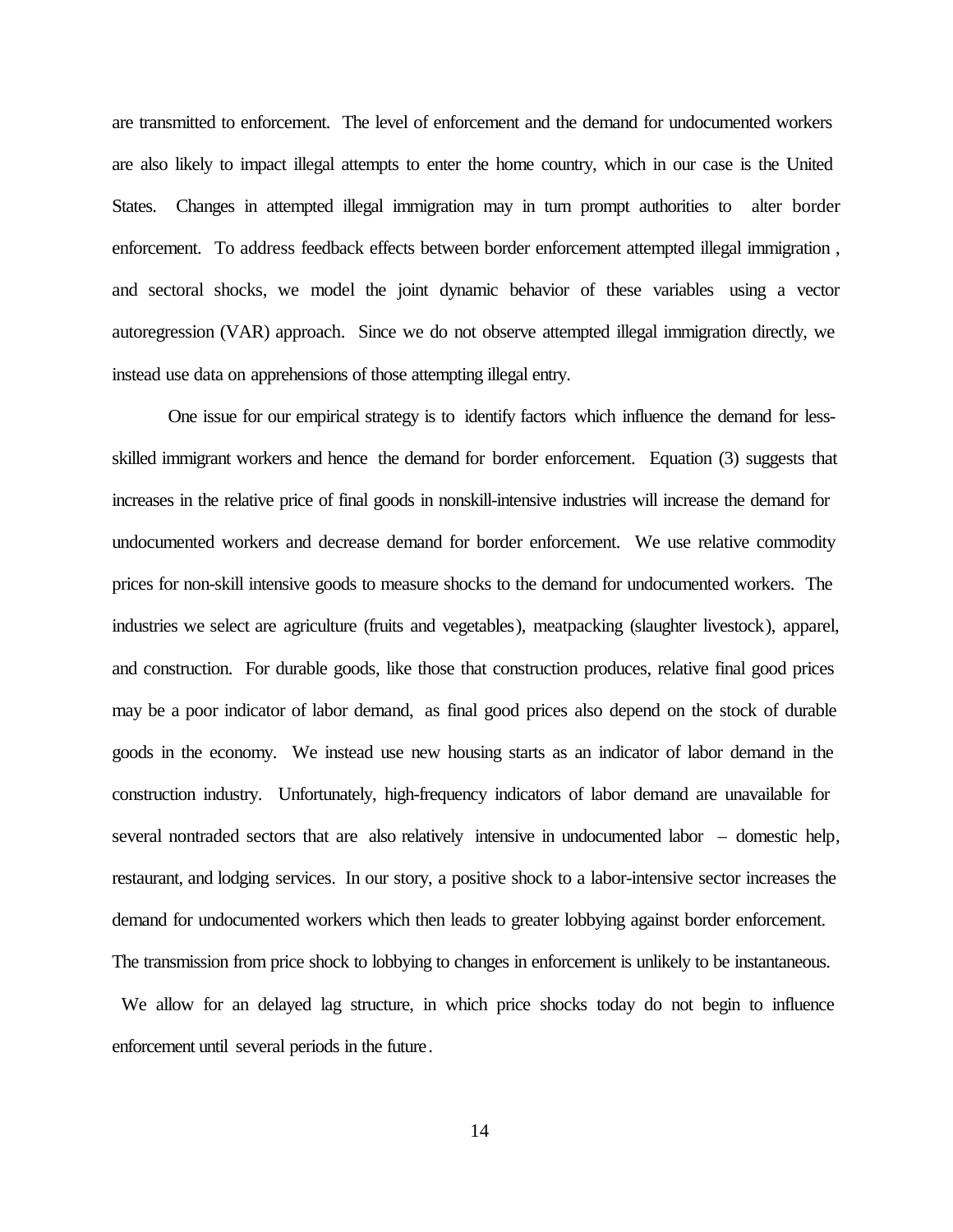are transmitted to enforcement. The level of enforcement and the demand for undocumented workers are also likely to impact illegal attempts to enter the home country, which in our case is the United States. Changes in attempted illegal immigration may in turn prompt authorities to alter border enforcement. To address feedback effects between border enforcement attempted illegal immigration , and sectoral shocks, we model the joint dynamic behavior of these variables using a vector autoregression (VAR) approach. Since we do not observe attempted illegal immigration directly, we instead use data on apprehensions of those attempting illegal entry.

One issue for our empirical strategy is to identify factors which influence the demand for less-skilled immigrant workers and hence the demand for border enforcement. Equation (3) suggests that increases in the relative price of final goods in nonskill-intensive industries will increase the demand for undocumented workers and decrease demand for border enforcement. We use relative commodity prices for non-skill intensive goods to measure shocks to the demand for undocumented workers. The industries we select are agriculture (fruits and vegetables), meatpacking (slaughter livestock), apparel, and construction. For durable goods, like those that construction produces, relative final good prices may be a poor indicator of labor demand, as final good prices also depend on the stock of durable goods in the economy. We instead use new housing starts as an indicator of labor demand in the construction industry. Unfortunately, high-frequency indicators of labor demand are unavailable for several nontraded sectors that are also relatively intensive in undocumented labor – domestic help, restaurant, and lodging services. In our story, a positive shock to a labor-intensive sector increases the demand for undocumented workers which then leads to greater lobbying against border enforcement. The transmission from price shock to lobbying to changes in enforcement is unlikely to be instantaneous. We allow for an delayed lag structure, in which price shocks today do not begin to influence enforcement until several periods in the future.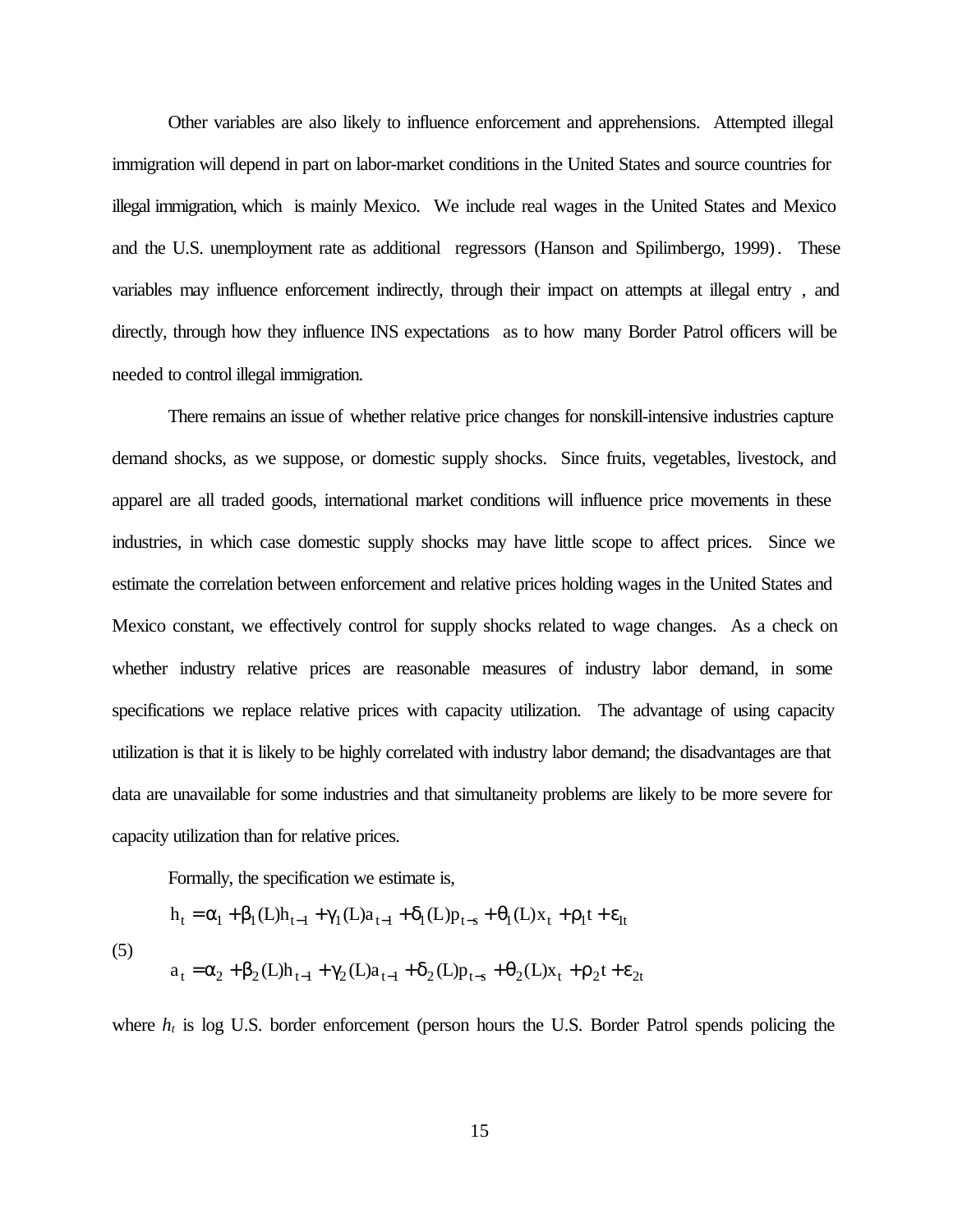Other variables are also likely to influence enforcement and apprehensions. Attempted illegal immigration will depend in part on labor-market conditions in the United States and source countries for illegal immigration, which is mainly Mexico. We include real wages in the United States and Mexico and the U.S. unemployment rate as additional regressors (Hanson and Spilimbergo, 1999). These variables may influence enforcement indirectly, through their impact on attempts at illegal entry , and directly, through how they influence INS expectations as to how many Border Patrol officers will be needed to control illegal immigration.

There remains an issue of whether relative price changes for nonskill-intensive industries capture demand shocks, as we suppose, or domestic supply shocks. Since fruits, vegetables, livestock, and apparel are all traded goods, international market conditions will influence price movements in these industries, in which case domestic supply shocks may have little scope to affect prices. Since we estimate the correlation between enforcement and relative prices holding wages in the United States and Mexico constant, we effectively control for supply shocks related to wage changes. As a check on whether industry relative prices are reasonable measures of industry labor demand, in some specifications we replace relative prices with capacity utilization. The advantage of using capacity utilization is that it is likely to be highly correlated with industry labor demand; the disadvantages are that data are unavailable for some industries and that simultaneity problems are likely to be more severe for capacity utilization than for relative prices.

Formally, the specification we estimate is,

$$
\begin{aligned}
h_t &= \alpha_1 + \beta_1(L)h_{t-1} + \gamma_1(L)a_{t-1} + \delta_1(L)p_{t-s} + \theta_1(L)x_t + \rho_1 t + \varepsilon_{1t} \\
a_t &= \alpha_2 + \beta_2(L)h_{t-1} + \gamma_2(L)a_{t-1} + \delta_2(L)p_{t-s} + \theta_2(L)x_t + \rho_2 t + \varepsilon_{2t}
\end{aligned}
\tag{5}
$$

where $h_t$ is log U.S. border enforcement (person hours the U.S. Border Patrol spends policing the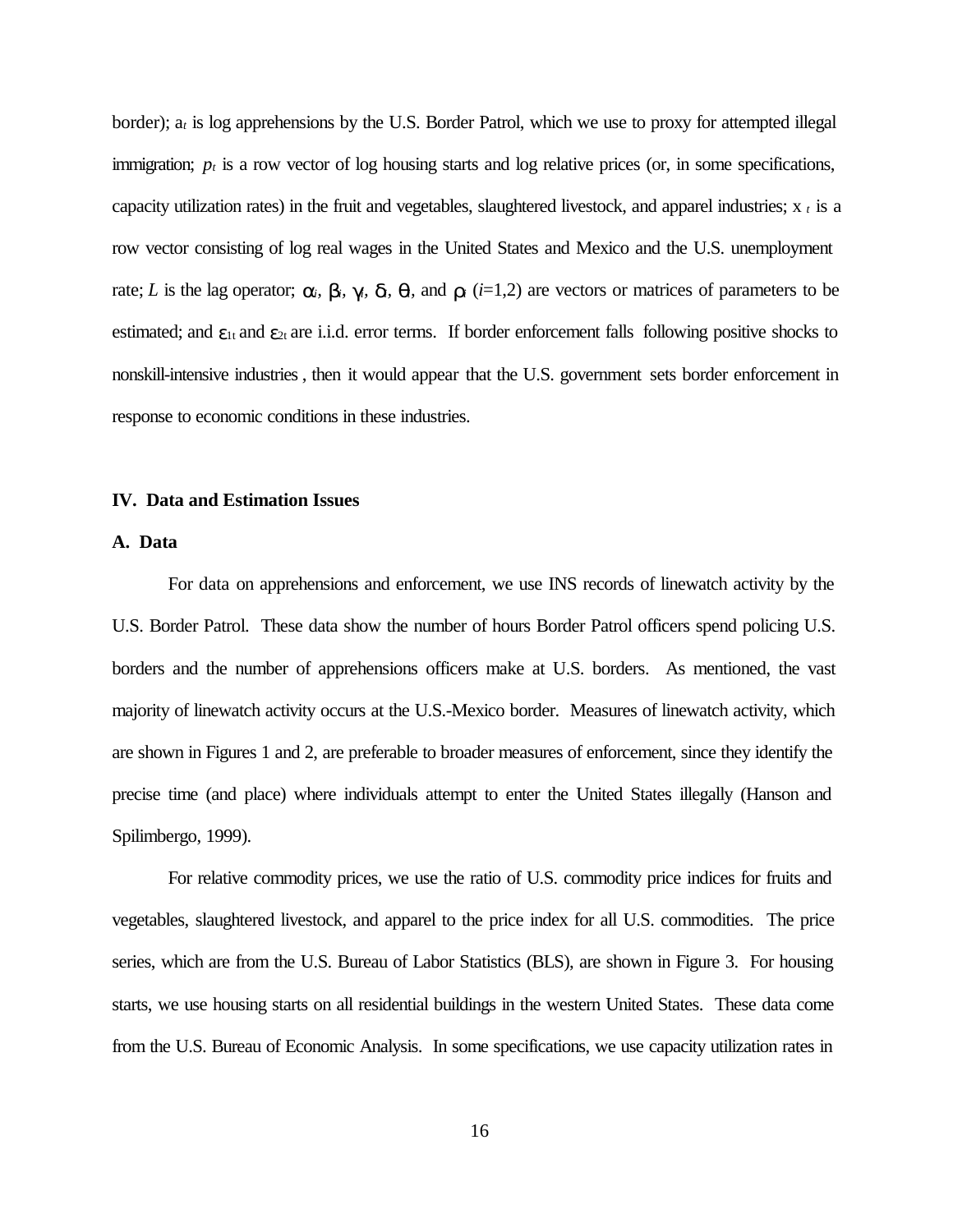border); $a_t$ is log apprehensions by the U.S. Border Patrol, which we use to proxy for attempted illegal immigration; $p_t$ is a row vector of log housing starts and log relative prices (or, in some specifications, capacity utilization rates) in the fruit and vegetables, slaughtered livestock, and apparel industries; $x_t$ is a row vector consisting of log real wages in the United States and Mexico and the U.S. unemployment rate; $L$ is the lag operator; $\alpha_i$, $\beta_i$, $\gamma_i$, $\delta_i$, $\theta_i$, and $\rho_i$ ($i$=1,2) are vectors or matrices of parameters to be estimated; and $\varepsilon_{1t}$ and $\varepsilon_{2t}$ are i.i.d. error terms. If border enforcement falls following positive shocks to nonskill-intensive industries, then it would appear that the U.S. government sets border enforcement in response to economic conditions in these industries.

## IV. Data and Estimation Issues

### A. Data

For data on apprehensions and enforcement, we use INS records of linewatch activity by the U.S. Border Patrol. These data show the number of hours Border Patrol officers spend policing U.S. borders and the number of apprehensions officers make at U.S. borders. As mentioned, the vast majority of linewatch activity occurs at the U.S.-Mexico border. Measures of linewatch activity, which are shown in Figures 1 and 2, are preferable to broader measures of enforcement, since they identify the precise time (and place) where individuals attempt to enter the United States illegally (Hanson and Spilimbergo, 1999).

For relative commodity prices, we use the ratio of U.S. commodity price indices for fruits and vegetables, slaughtered livestock, and apparel to the price index for all U.S. commodities. The price series, which are from the U.S. Bureau of Labor Statistics (BLS), are shown in Figure 3. For housing starts, we use housing starts on all residential buildings in the western United States. These data come from the U.S. Bureau of Economic Analysis. In some specifications, we use capacity utilization rates in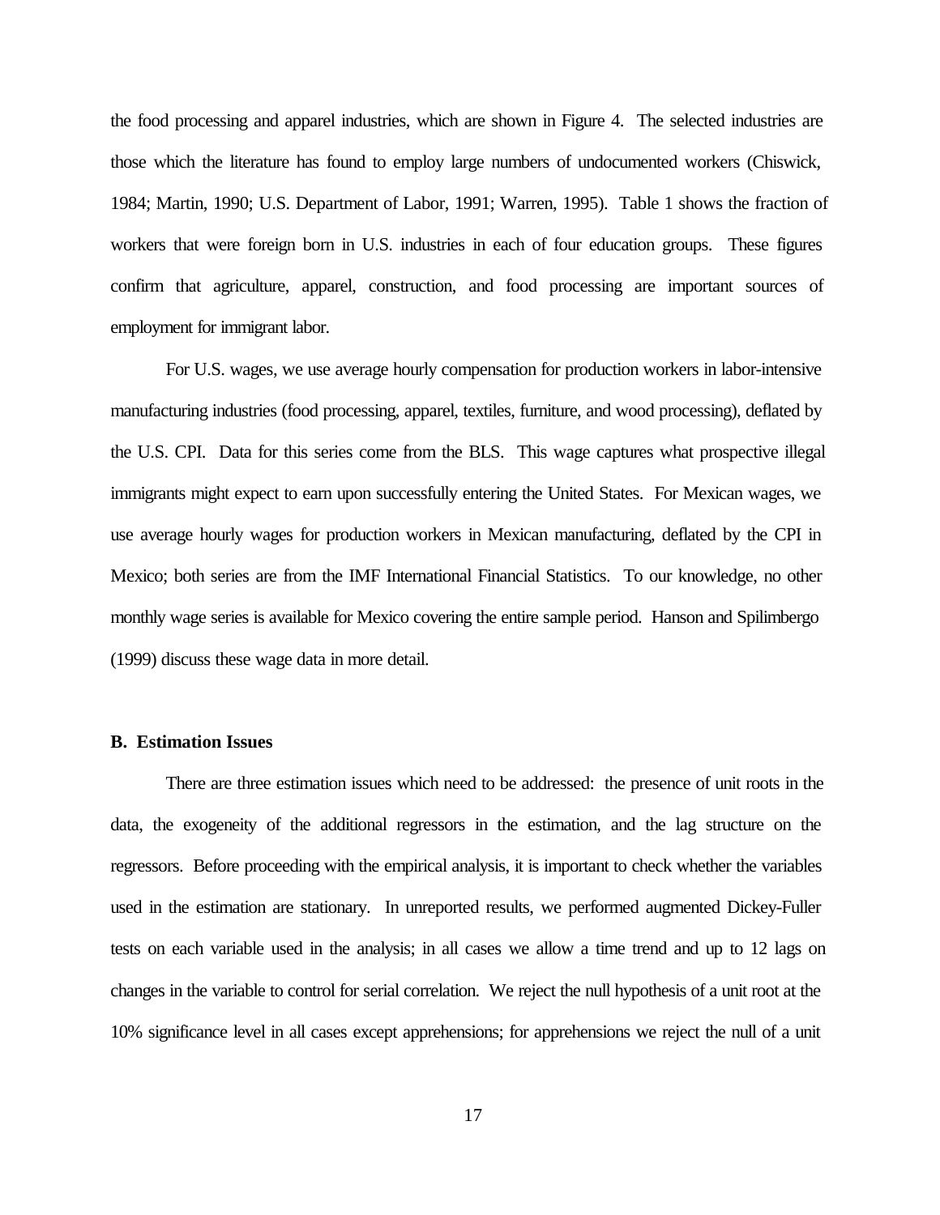the food processing and apparel industries, which are shown in Figure 4. The selected industries are those which the literature has found to employ large numbers of undocumented workers (Chiswick, 1984; Martin, 1990; U.S. Department of Labor, 1991; Warren, 1995). Table 1 shows the fraction of workers that were foreign born in U.S. industries in each of four education groups. These figures confirm that agriculture, apparel, construction, and food processing are important sources of employment for immigrant labor.

For U.S. wages, we use average hourly compensation for production workers in labor-intensive manufacturing industries (food processing, apparel, textiles, furniture, and wood processing), deflated by the U.S. CPI. Data for this series come from the BLS. This wage captures what prospective illegal immigrants might expect to earn upon successfully entering the United States. For Mexican wages, we use average hourly wages for production workers in Mexican manufacturing, deflated by the CPI in Mexico; both series are from the IMF International Financial Statistics. To our knowledge, no other monthly wage series is available for Mexico covering the entire sample period. Hanson and Spilimbergo (1999) discuss these wage data in more detail.

### B. Estimation Issues

There are three estimation issues which need to be addressed: the presence of unit roots in the data, the exogeneity of the additional regressors in the estimation, and the lag structure on the regressors. Before proceeding with the empirical analysis, it is important to check whether the variables used in the estimation are stationary. In unreported results, we performed augmented Dickey-Fuller tests on each variable used in the analysis; in all cases we allow a time trend and up to 12 lags on changes in the variable to control for serial correlation. We reject the null hypothesis of a unit root at the 10% significance level in all cases except apprehensions; for apprehensions we reject the null of a unit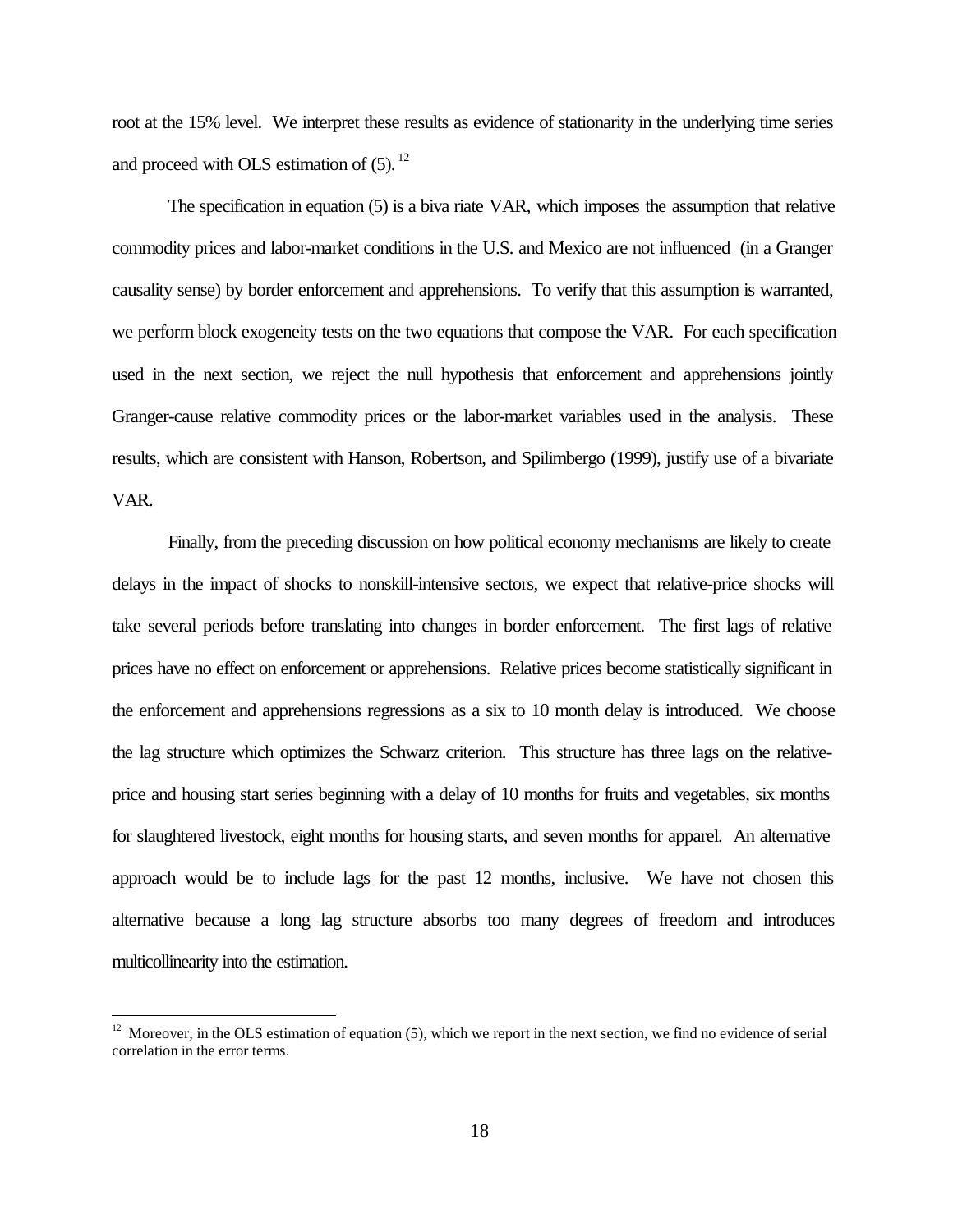root at the 15% level. We interpret these results as evidence of stationarity in the underlying time series and proceed with OLS estimation of (5).[12]

The specification in equation (5) is a biva riate VAR, which imposes the assumption that relative commodity prices and labor-market conditions in the U.S. and Mexico are not influenced (in a Granger causality sense) by border enforcement and apprehensions. To verify that this assumption is warranted, we perform block exogeneity tests on the two equations that compose the VAR. For each specification used in the next section, we reject the null hypothesis that enforcement and apprehensions jointly Granger-cause relative commodity prices or the labor-market variables used in the analysis. These results, which are consistent with Hanson, Robertson, and Spilimbergo (1999), justify use of a bivariate VAR.

Finally, from the preceding discussion on how political economy mechanisms are likely to create delays in the impact of shocks to nonskill-intensive sectors, we expect that relative-price shocks will take several periods before translating into changes in border enforcement. The first lags of relative prices have no effect on enforcement or apprehensions. Relative prices become statistically significant in the enforcement and apprehensions regressions as a six to 10 month delay is introduced. We choose the lag structure which optimizes the Schwarz criterion. This structure has three lags on the relative-price and housing start series beginning with a delay of 10 months for fruits and vegetables, six months for slaughtered livestock, eight months for housing starts, and seven months for apparel. An alternative approach would be to include lags for the past 12 months, inclusive. We have not chosen this alternative because a long lag structure absorbs too many degrees of freedom and introduces multicollinearity into the estimation.

[12] Moreover, in the OLS estimation of equation (5), which we report in the next section, we find no evidence of serial correlation in the error terms.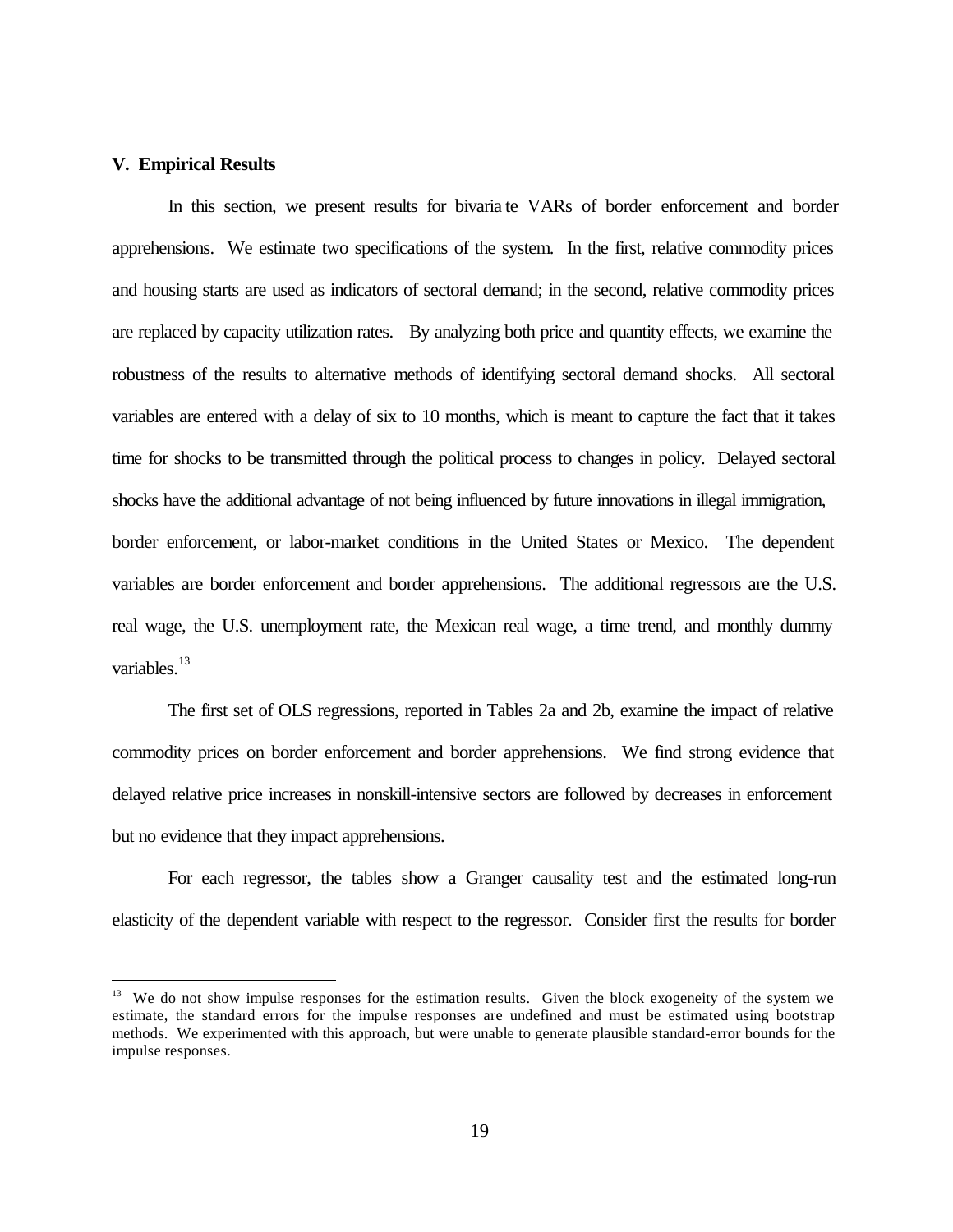### V. Empirical Results

In this section, we present results for bivariate VARs of border enforcement and border apprehensions. We estimate two specifications of the system. In the first, relative commodity prices and housing starts are used as indicators of sectoral demand; in the second, relative commodity prices are replaced by capacity utilization rates. By analyzing both price and quantity effects, we examine the robustness of the results to alternative methods of identifying sectoral demand shocks. All sectoral variables are entered with a delay of six to 10 months, which is meant to capture the fact that it takes time for shocks to be transmitted through the political process to changes in policy. Delayed sectoral shocks have the additional advantage of not being influenced by future innovations in illegal immigration, border enforcement, or labor-market conditions in the United States or Mexico. The dependent variables are border enforcement and border apprehensions. The additional regressors are the U.S. real wage, the U.S. unemployment rate, the Mexican real wage, a time trend, and monthly dummy variables.[13]

The first set of OLS regressions, reported in Tables 2a and 2b, examine the impact of relative commodity prices on border enforcement and border apprehensions. We find strong evidence that delayed relative price increases in nonskill-intensive sectors are followed by decreases in enforcement but no evidence that they impact apprehensions.

For each regressor, the tables show a Granger causality test and the estimated long-run elasticity of the dependent variable with respect to the regressor. Consider first the results for border

---

[13] We do not show impulse responses for the estimation results. Given the block exogeneity of the system we estimate, the standard errors for the impulse responses are undefined and must be estimated using bootstrap methods. We experimented with this approach, but were unable to generate plausible standard-error bounds for the impulse responses.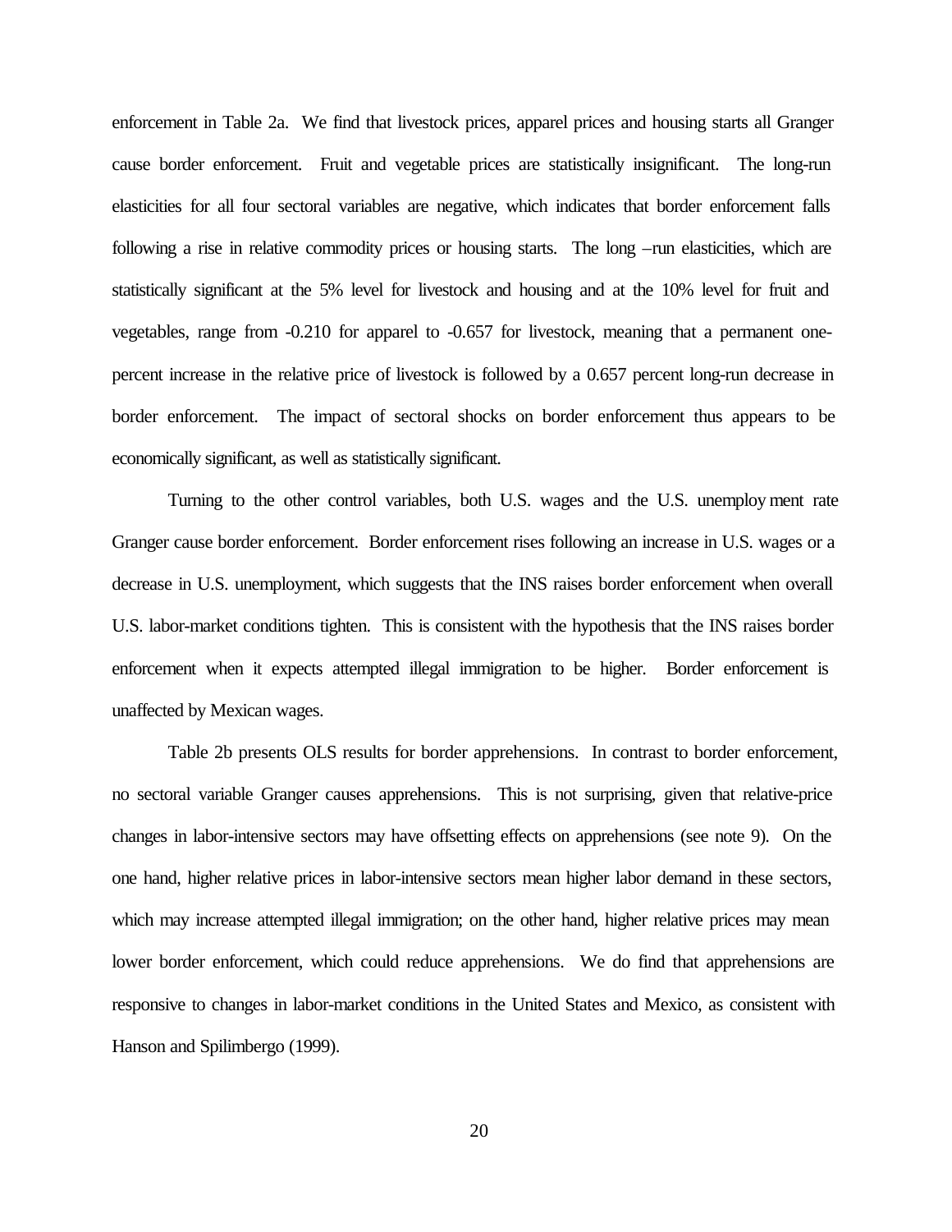enforcement in Table 2a. We find that livestock prices, apparel prices and housing starts all Granger cause border enforcement. Fruit and vegetable prices are statistically insignificant. The long-run elasticities for all four sectoral variables are negative, which indicates that border enforcement falls following a rise in relative commodity prices or housing starts. The long –run elasticities, which are statistically significant at the 5% level for livestock and housing and at the 10% level for fruit and vegetables, range from -0.210 for apparel to -0.657 for livestock, meaning that a permanent one-percent increase in the relative price of livestock is followed by a 0.657 percent long-run decrease in border enforcement. The impact of sectoral shocks on border enforcement thus appears to be economically significant, as well as statistically significant.

Turning to the other control variables, both U.S. wages and the U.S. unemployment rate Granger cause border enforcement. Border enforcement rises following an increase in U.S. wages or a decrease in U.S. unemployment, which suggests that the INS raises border enforcement when overall U.S. labor-market conditions tighten. This is consistent with the hypothesis that the INS raises border enforcement when it expects attempted illegal immigration to be higher. Border enforcement is unaffected by Mexican wages.

Table 2b presents OLS results for border apprehensions. In contrast to border enforcement, no sectoral variable Granger causes apprehensions. This is not surprising, given that relative-price changes in labor-intensive sectors may have offsetting effects on apprehensions (see note 9). On the one hand, higher relative prices in labor-intensive sectors mean higher labor demand in these sectors, which may increase attempted illegal immigration; on the other hand, higher relative prices may mean lower border enforcement, which could reduce apprehensions. We do find that apprehensions are responsive to changes in labor-market conditions in the United States and Mexico, as consistent with Hanson and Spilimbergo (1999).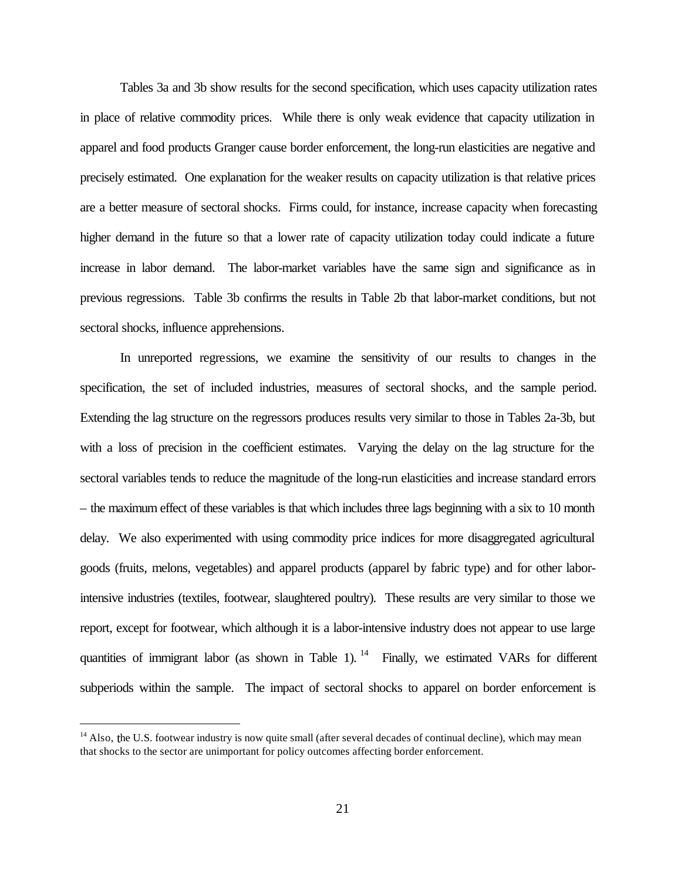Tables 3a and 3b show results for the second specification, which uses capacity utilization rates in place of relative commodity prices. While there is only weak evidence that capacity utilization in apparel and food products Granger cause border enforcement, the long-run elasticities are negative and precisely estimated. One explanation for the weaker results on capacity utilization is that relative prices are a better measure of sectoral shocks. Firms could, for instance, increase capacity when forecasting higher demand in the future so that a lower rate of capacity utilization today could indicate a future increase in labor demand. The labor-market variables have the same sign and significance as in previous regressions. Table 3b confirms the results in Table 2b that labor-market conditions, but not sectoral shocks, influence apprehensions.

In unreported regressions, we examine the sensitivity of our results to changes in the specification, the set of included industries, measures of sectoral shocks, and the sample period. Extending the lag structure on the regressors produces results very similar to those in Tables 2a-3b, but with a loss of precision in the coefficient estimates. Varying the delay on the lag structure for the sectoral variables tends to reduce the magnitude of the long-run elasticities and increase standard errors – the maximum effect of these variables is that which includes three lags beginning with a six to 10 month delay. We also experimented with using commodity price indices for more disaggregated agricultural goods (fruits, melons, vegetables) and apparel products (apparel by fabric type) and for other labor-intensive industries (textiles, footwear, slaughtered poultry). These results are very similar to those we report, except for footwear, which although it is a labor-intensive industry does not appear to use large quantities of immigrant labor (as shown in Table 1).[14] Finally, we estimated VARs for different subperiods within the sample. The impact of sectoral shocks to apparel on border enforcement is

[14] Also, the U.S. footwear industry is now quite small (after several decades of continual decline), which may mean that shocks to the sector are unimportant for policy outcomes affecting border enforcement.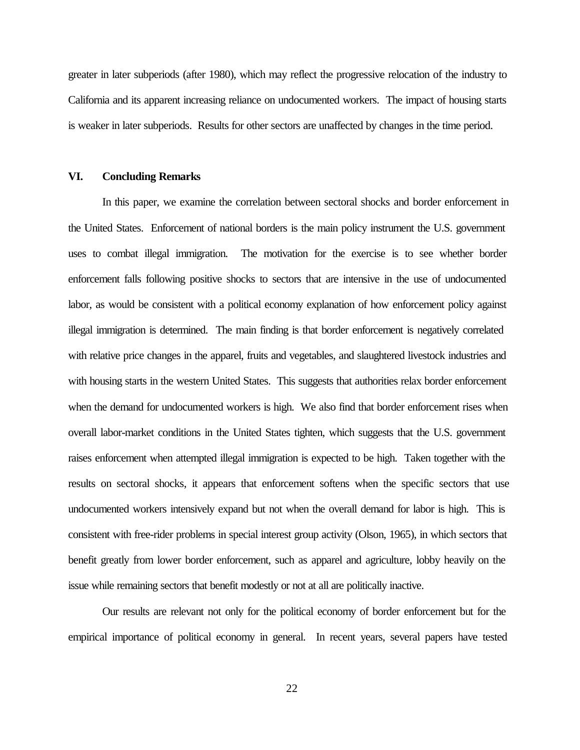greater in later subperiods (after 1980), which may reflect the progressive relocation of the industry to California and its apparent increasing reliance on undocumented workers. The impact of housing starts is weaker in later subperiods. Results for other sectors are unaffected by changes in the time period.

## VI. Concluding Remarks

In this paper, we examine the correlation between sectoral shocks and border enforcement in the United States. Enforcement of national borders is the main policy instrument the U.S. government uses to combat illegal immigration. The motivation for the exercise is to see whether border enforcement falls following positive shocks to sectors that are intensive in the use of undocumented labor, as would be consistent with a political economy explanation of how enforcement policy against illegal immigration is determined. The main finding is that border enforcement is negatively correlated with relative price changes in the apparel, fruits and vegetables, and slaughtered livestock industries and with housing starts in the western United States. This suggests that authorities relax border enforcement when the demand for undocumented workers is high. We also find that border enforcement rises when overall labor-market conditions in the United States tighten, which suggests that the U.S. government raises enforcement when attempted illegal immigration is expected to be high. Taken together with the results on sectoral shocks, it appears that enforcement softens when the specific sectors that use undocumented workers intensively expand but not when the overall demand for labor is high. This is consistent with free-rider problems in special interest group activity (Olson, 1965), in which sectors that benefit greatly from lower border enforcement, such as apparel and agriculture, lobby heavily on the issue while remaining sectors that benefit modestly or not at all are politically inactive.

Our results are relevant not only for the political economy of border enforcement but for the empirical importance of political economy in general. In recent years, several papers have tested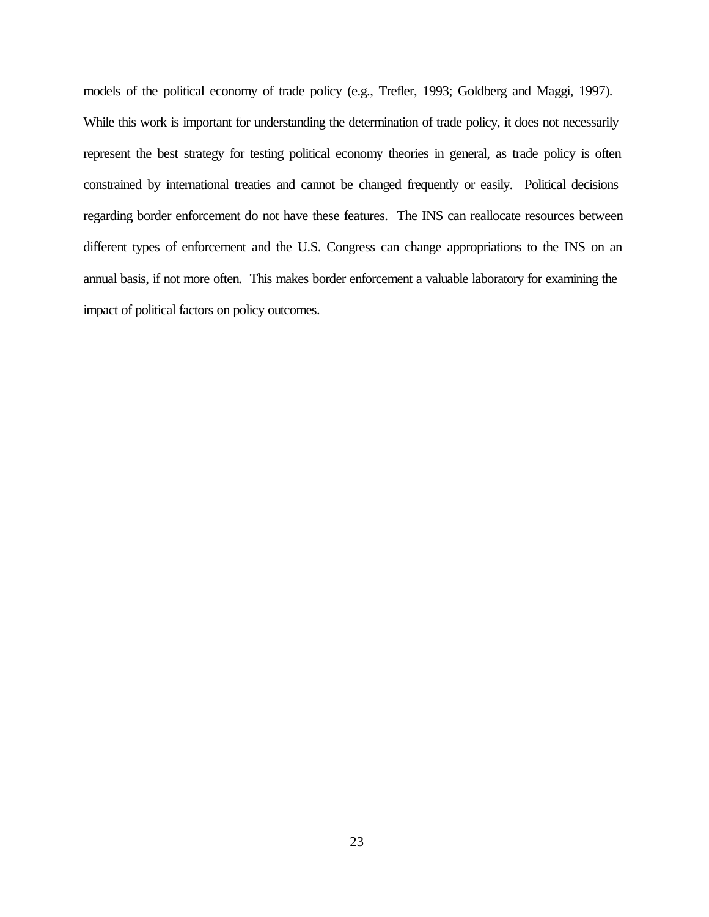models of the political economy of trade policy (e.g., Trefler, 1993; Goldberg and Maggi, 1997). While this work is important for understanding the determination of trade policy, it does not necessarily represent the best strategy for testing political economy theories in general, as trade policy is often constrained by international treaties and cannot be changed frequently or easily. Political decisions regarding border enforcement do not have these features. The INS can reallocate resources between different types of enforcement and the U.S. Congress can change appropriations to the INS on an annual basis, if not more often. This makes border enforcement a valuable laboratory for examining the impact of political factors on policy outcomes.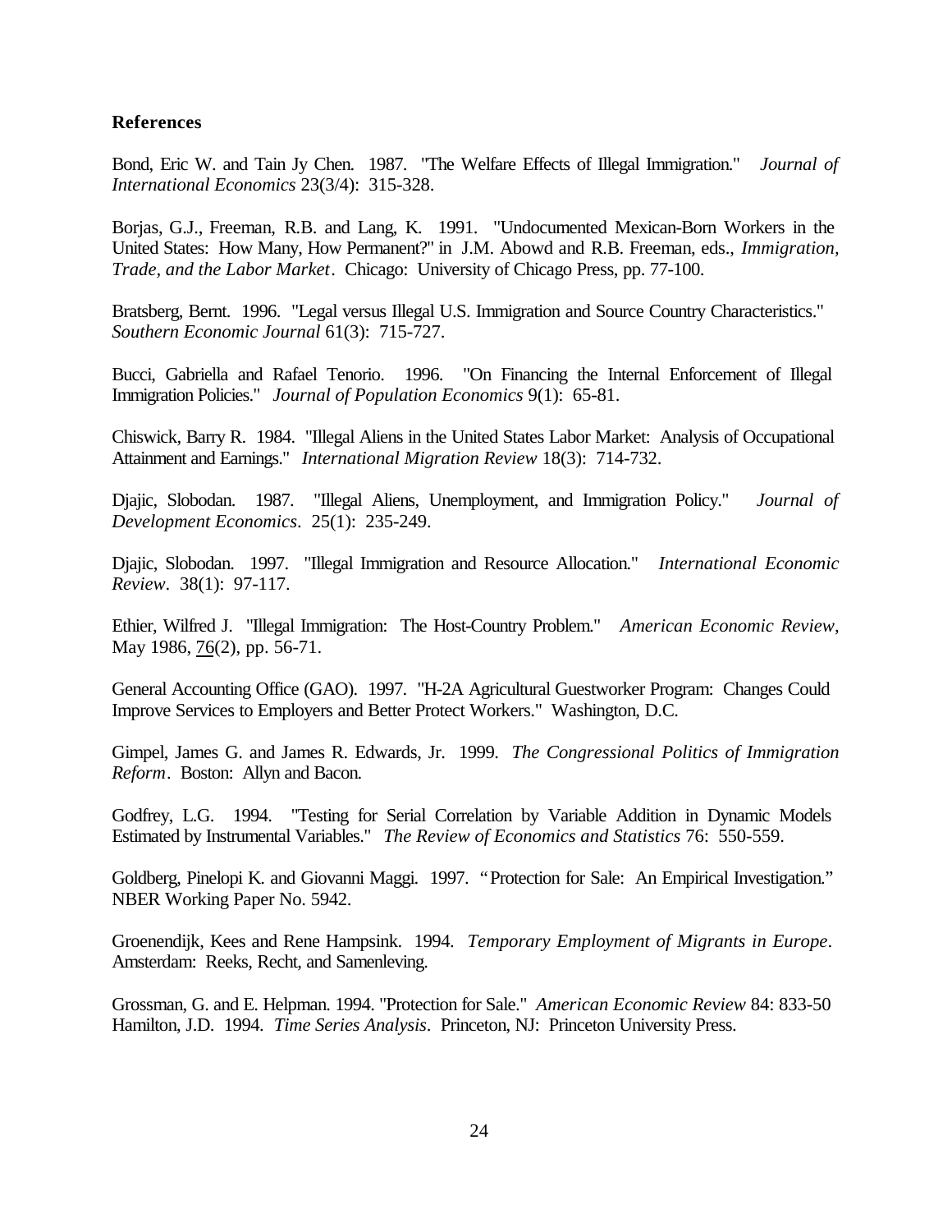**References**

Bond, Eric W. and Tain Jy Chen. 1987. "The Welfare Effects of Illegal Immigration." *Journal of International Economics* 23(3/4): 315-328.

Borjas, G.J., Freeman, R.B. and Lang, K. 1991. "Undocumented Mexican-Born Workers in the United States: How Many, How Permanent?" in J.M. Abowd and R.B. Freeman, eds., *Immigration, Trade, and the Labor Market*. Chicago: University of Chicago Press, pp. 77-100.

Bratsberg, Bernt. 1996. "Legal versus Illegal U.S. Immigration and Source Country Characteristics." *Southern Economic Journal* 61(3): 715-727.

Bucci, Gabriella and Rafael Tenorio. 1996. "On Financing the Internal Enforcement of Illegal Immigration Policies." *Journal of Population Economics* 9(1): 65-81.

Chiswick, Barry R. 1984. "Illegal Aliens in the United States Labor Market: Analysis of Occupational Attainment and Earnings." *International Migration Review* 18(3): 714-732.

Djajic, Slobodan. 1987. "Illegal Aliens, Unemployment, and Immigration Policy." *Journal of Development Economics*. 25(1): 235-249.

Djajic, Slobodan. 1997. "Illegal Immigration and Resource Allocation." *International Economic Review*. 38(1): 97-117.

Ethier, Wilfred J. "Illegal Immigration: The Host-Country Problem." *American Economic Review*, May 1986, 76(2), pp. 56-71.

General Accounting Office (GAO). 1997. "H-2A Agricultural Guestworker Program: Changes Could Improve Services to Employers and Better Protect Workers." Washington, D.C.

Gimpel, James G. and James R. Edwards, Jr. 1999. *The Congressional Politics of Immigration Reform*. Boston: Allyn and Bacon.

Godfrey, L.G. 1994. "Testing for Serial Correlation by Variable Addition in Dynamic Models Estimated by Instrumental Variables." *The Review of Economics and Statistics* 76: 550-559.

Goldberg, Pinelopi K. and Giovanni Maggi. 1997. "Protection for Sale: An Empirical Investigation." NBER Working Paper No. 5942.

Groenendijk, Kees and Rene Hampsink. 1994. *Temporary Employment of Migrants in Europe*. Amsterdam: Reeks, Recht, and Samenleving.

Grossman, G. and E. Helpman. 1994. "Protection for Sale." *American Economic Review* 84: 833-50

Hamilton, J.D. 1994. *Time Series Analysis*. Princeton, NJ: Princeton University Press.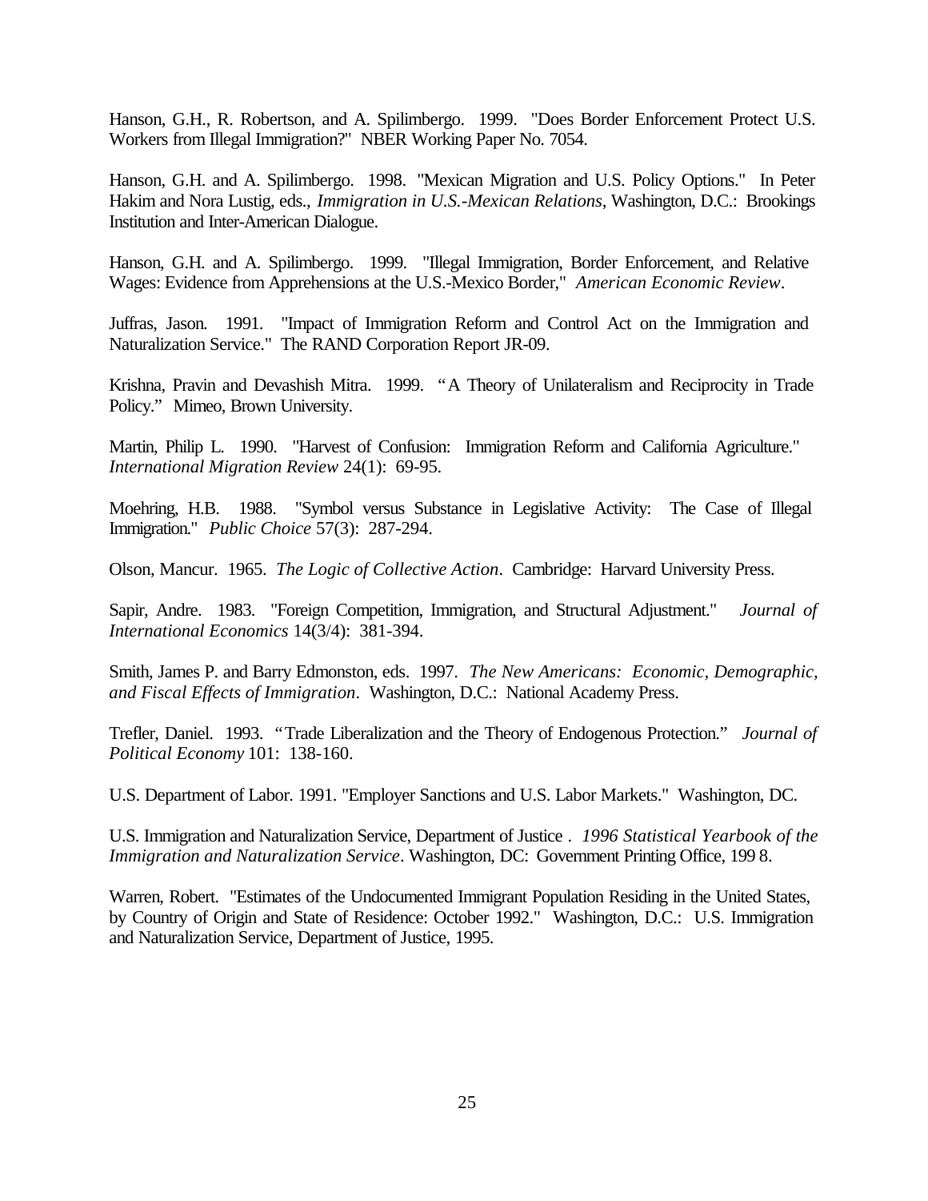Hanson, G.H., R. Robertson, and A. Spilimbergo. 1999. "Does Border Enforcement Protect U.S. Workers from Illegal Immigration?" NBER Working Paper No. 7054.

Hanson, G.H. and A. Spilimbergo. 1998. "Mexican Migration and U.S. Policy Options." In Peter Hakim and Nora Lustig, eds., *Immigration in U.S.-Mexican Relations*, Washington, D.C.: Brookings Institution and Inter-American Dialogue.

Hanson, G.H. and A. Spilimbergo. 1999. "Illegal Immigration, Border Enforcement, and Relative Wages: Evidence from Apprehensions at the U.S.-Mexico Border," *American Economic Review*.

Juffras, Jason. 1991. "Impact of Immigration Reform and Control Act on the Immigration and Naturalization Service." The RAND Corporation Report JR-09.

Krishna, Pravin and Devashish Mitra. 1999. "A Theory of Unilateralism and Reciprocity in Trade Policy." Mimeo, Brown University.

Martin, Philip L. 1990. "Harvest of Confusion: Immigration Reform and California Agriculture." *International Migration Review* 24(1): 69-95.

Moehring, H.B. 1988. "Symbol versus Substance in Legislative Activity: The Case of Illegal Immigration." *Public Choice* 57(3): 287-294.

Olson, Mancur. 1965. *The Logic of Collective Action*. Cambridge: Harvard University Press.

Sapir, Andre. 1983. "Foreign Competition, Immigration, and Structural Adjustment." *Journal of International Economics* 14(3/4): 381-394.

Smith, James P. and Barry Edmonston, eds. 1997. *The New Americans: Economic, Demographic, and Fiscal Effects of Immigration*. Washington, D.C.: National Academy Press.

Trefler, Daniel. 1993. "Trade Liberalization and the Theory of Endogenous Protection." *Journal of Political Economy* 101: 138-160.

U.S. Department of Labor. 1991. "Employer Sanctions and U.S. Labor Markets." Washington, DC.

U.S. Immigration and Naturalization Service, Department of Justice . *1996 Statistical Yearbook of the Immigration and Naturalization Service*. Washington, DC: Government Printing Office, 199 8.

Warren, Robert. "Estimates of the Undocumented Immigrant Population Residing in the United States, by Country of Origin and State of Residence: October 1992." Washington, D.C.: U.S. Immigration and Naturalization Service, Department of Justice, 1995.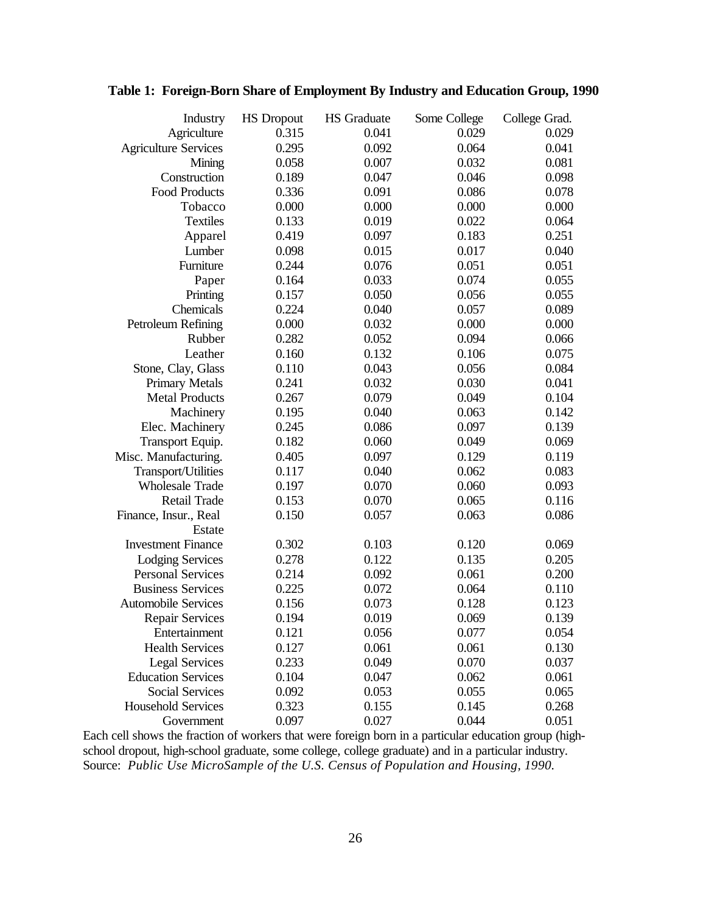**Table 1: Foreign-Born Share of Employment By Industry and Education Group, 1990**

| Industry | HS Dropout | HS Graduate | Some College | College Grad. |
|---|---|---|---|---|
| Agriculture | 0.315 | 0.041 | 0.029 | 0.029 |
| Agriculture Services | 0.295 | 0.092 | 0.064 | 0.041 |
| Mining | 0.058 | 0.007 | 0.032 | 0.081 |
| Construction | 0.189 | 0.047 | 0.046 | 0.098 |
| Food Products | 0.336 | 0.091 | 0.086 | 0.078 |
| Tobacco | 0.000 | 0.000 | 0.000 | 0.000 |
| Textiles | 0.133 | 0.019 | 0.022 | 0.064 |
| Apparel | 0.419 | 0.097 | 0.183 | 0.251 |
| Lumber | 0.098 | 0.015 | 0.017 | 0.040 |
| Furniture | 0.244 | 0.076 | 0.051 | 0.051 |
| Paper | 0.164 | 0.033 | 0.074 | 0.055 |
| Printing | 0.157 | 0.050 | 0.056 | 0.055 |
| Chemicals | 0.224 | 0.040 | 0.057 | 0.089 |
| Petroleum Refining | 0.000 | 0.032 | 0.000 | 0.000 |
| Rubber | 0.282 | 0.052 | 0.094 | 0.066 |
| Leather | 0.160 | 0.132 | 0.106 | 0.075 |
| Stone, Clay, Glass | 0.110 | 0.043 | 0.056 | 0.084 |
| Primary Metals | 0.241 | 0.032 | 0.030 | 0.041 |
| Metal Products | 0.267 | 0.079 | 0.049 | 0.104 |
| Machinery | 0.195 | 0.040 | 0.063 | 0.142 |
| Elec. Machinery | 0.245 | 0.086 | 0.097 | 0.139 |
| Transport Equip. | 0.182 | 0.060 | 0.049 | 0.069 |
| Misc. Manufacturing. | 0.405 | 0.097 | 0.129 | 0.119 |
| Transport/Utilities | 0.117 | 0.040 | 0.062 | 0.083 |
| Wholesale Trade | 0.197 | 0.070 | 0.060 | 0.093 |
| Retail Trade | 0.153 | 0.070 | 0.065 | 0.116 |
| Finance, Insur., Real Estate | 0.150 | 0.057 | 0.063 | 0.086 |
| Investment Finance | 0.302 | 0.103 | 0.120 | 0.069 |
| Lodging Services | 0.278 | 0.122 | 0.135 | 0.205 |
| Personal Services | 0.214 | 0.092 | 0.061 | 0.200 |
| Business Services | 0.225 | 0.072 | 0.064 | 0.110 |
| Automobile Services | 0.156 | 0.073 | 0.128 | 0.123 |
| Repair Services | 0.194 | 0.019 | 0.069 | 0.139 |
| Entertainment | 0.121 | 0.056 | 0.077 | 0.054 |
| Health Services | 0.127 | 0.061 | 0.061 | 0.130 |
| Legal Services | 0.233 | 0.049 | 0.070 | 0.037 |
| Education Services | 0.104 | 0.047 | 0.062 | 0.061 |
| Social Services | 0.092 | 0.053 | 0.055 | 0.065 |
| Household Services | 0.323 | 0.155 | 0.145 | 0.268 |
| Government | 0.097 | 0.027 | 0.044 | 0.051 |

Each cell shows the fraction of workers that were foreign born in a particular education group (high-school dropout, high-school graduate, some college, college graduate) and in a particular industry.
Source: *Public Use MicroSample of the U.S. Census of Population and Housing, 1990.*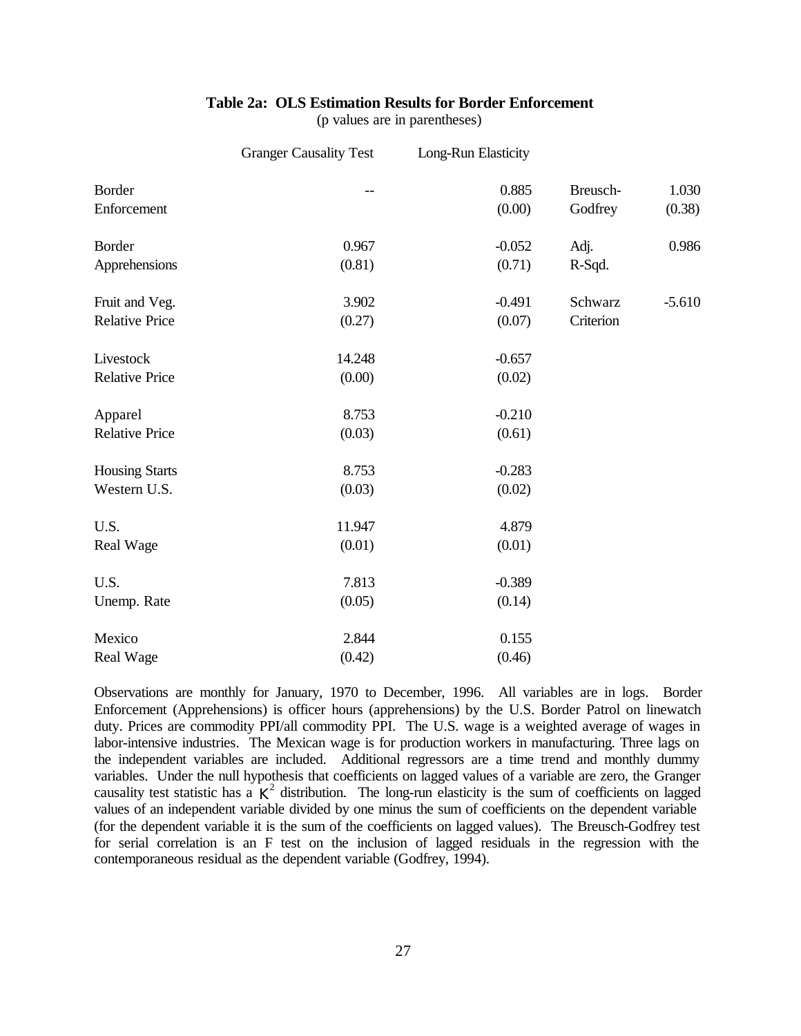**Table 2a: OLS Estimation Results for Border Enforcement**

(p values are in parentheses)

| | Granger Causality Test | Long-Run Elasticity | | |
|---|---|---|---|---|
| Border Enforcement | -- | 0.885 (0.00) | Breusch-Godfrey | 1.030 (0.38) |
| Border Apprehensions | 0.967 (0.81) | -0.052 (0.71) | Adj. R-Sqd. | 0.986 |
| Fruit and Veg. Relative Price | 3.902 (0.27) | -0.491 (0.07) | Schwarz Criterion | -5.610 |
| Livestock Relative Price | 14.248 (0.00) | -0.657 (0.02) | | |
| Apparel Relative Price | 8.753 (0.03) | -0.210 (0.61) | | |
| Housing Starts Western U.S. | 8.753 (0.03) | -0.283 (0.02) | | |
| U.S. Real Wage | 11.947 (0.01) | 4.879 (0.01) | | |
| U.S. Unemp. Rate | 7.813 (0.05) | -0.389 (0.14) | | |
| Mexico Real Wage | 2.844 (0.42) | 0.155 (0.46) | | |

Observations are monthly for January, 1970 to December, 1996. All variables are in logs. Border Enforcement (Apprehensions) is officer hours (apprehensions) by the U.S. Border Patrol on linewatch duty. Prices are commodity PPI/all commodity PPI. The U.S. wage is a weighted average of wages in labor-intensive industries. The Mexican wage is for production workers in manufacturing. Three lags on the independent variables are included. Additional regressors are a time trend and monthly dummy variables. Under the null hypothesis that coefficients on lagged values of a variable are zero, the Granger causality test statistic has a $\chi^2$ distribution. The long-run elasticity is the sum of coefficients on lagged values of an independent variable divided by one minus the sum of coefficients on the dependent variable (for the dependent variable it is the sum of the coefficients on lagged values). The Breusch-Godfrey test for serial correlation is an F test on the inclusion of lagged residuals in the regression with the contemporaneous residual as the dependent variable (Godfrey, 1994).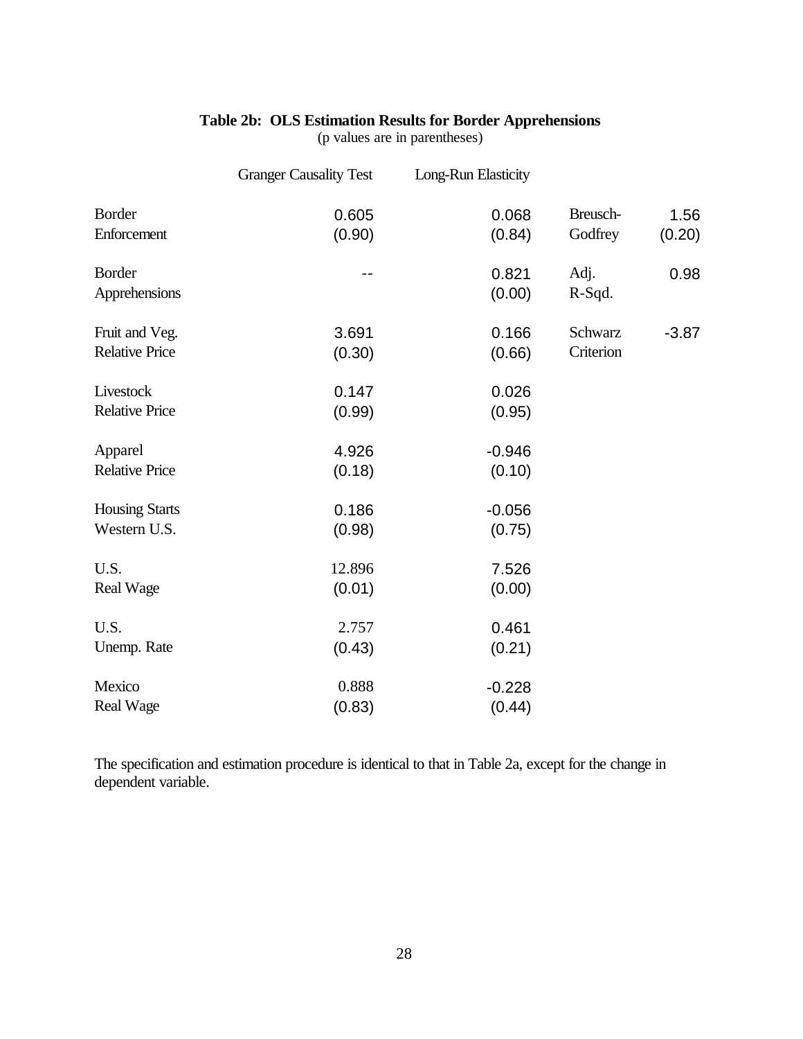**Table 2b: OLS Estimation Results for Border Apprehensions**
(p values are in parentheses)

| | Granger Causality Test | Long-Run Elasticity | | |
|---|---|---|---|---|
| Border Enforcement | 0.605 (0.90) | 0.068 (0.84) | Breusch-Godfrey | 1.56 (0.20) |
| Border Apprehensions | -- | 0.821 (0.00) | Adj. R-Sqd. | 0.98 |
| Fruit and Veg. Relative Price | 3.691 (0.30) | 0.166 (0.66) | Schwarz Criterion | -3.87 |
| Livestock Relative Price | 0.147 (0.99) | 0.026 (0.95) | | |
| Apparel Relative Price | 4.926 (0.18) | -0.946 (0.10) | | |
| Housing Starts Western U.S. | 0.186 (0.98) | -0.056 (0.75) | | |
| U.S. Real Wage | 12.896 (0.01) | 7.526 (0.00) | | |
| U.S. Unemp. Rate | 2.757 (0.43) | 0.461 (0.21) | | |
| Mexico Real Wage | 0.888 (0.83) | -0.228 (0.44) | | |

The specification and estimation procedure is identical to that in Table 2a, except for the change in dependent variable.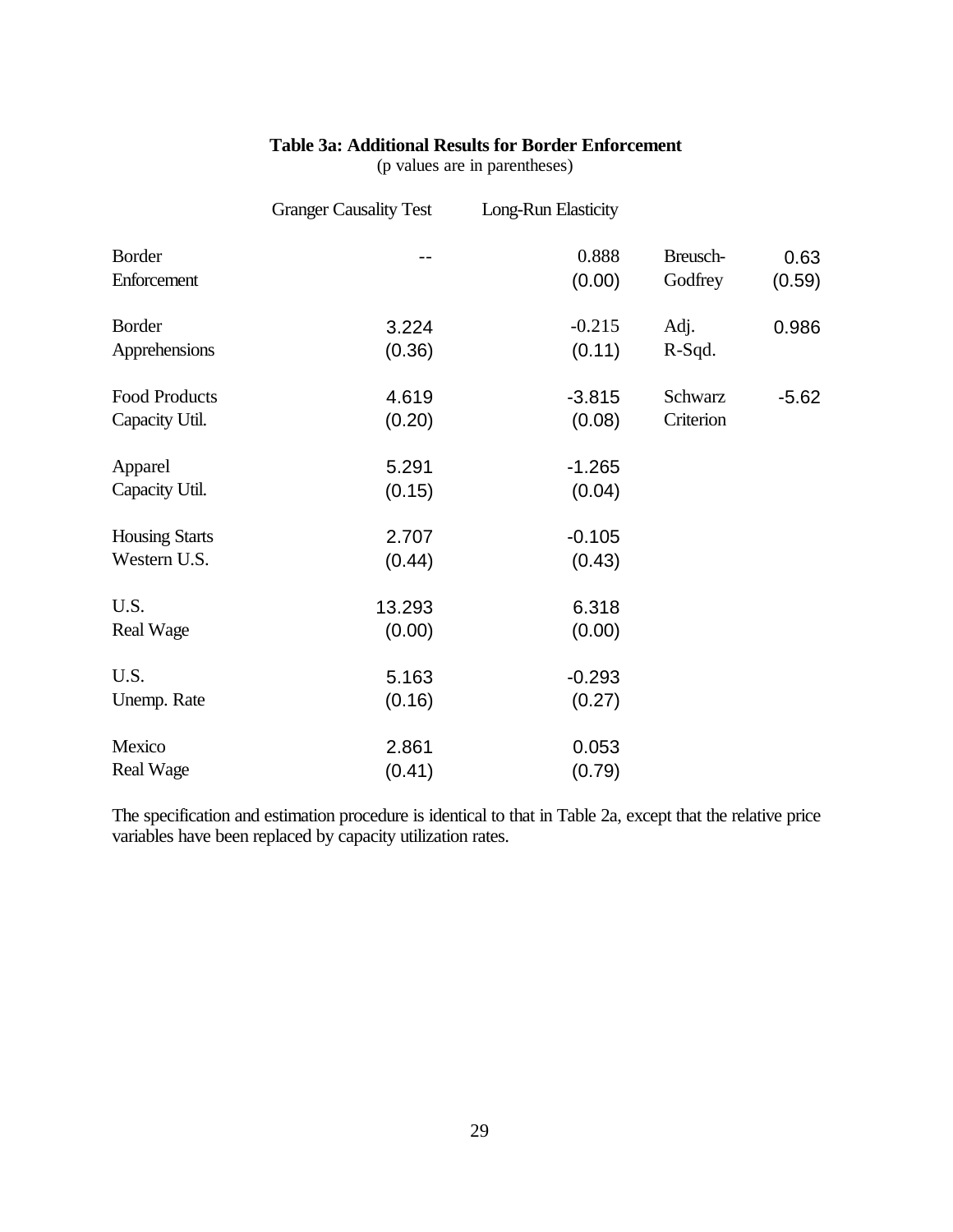**Table 3a: Additional Results for Border Enforcement**

(p values are in parentheses)

| | Granger Causality Test | Long-Run Elasticity | | |
|---|---|---|---|---|
| Border Enforcement | -- | 0.888 (0.00) | Breusch-Godfrey | 0.63 (0.59) |
| Border Apprehensions | 3.224 (0.36) | -0.215 (0.11) | Adj. R-Sqd. | 0.986 |
| Food Products Capacity Util. | 4.619 (0.20) | -3.815 (0.08) | Schwarz Criterion | -5.62 |
| Apparel Capacity Util. | 5.291 (0.15) | -1.265 (0.04) | | |
| Housing Starts Western U.S. | 2.707 (0.44) | -0.105 (0.43) | | |
| U.S. Real Wage | 13.293 (0.00) | 6.318 (0.00) | | |
| U.S. Unemp. Rate | 5.163 (0.16) | -0.293 (0.27) | | |
| Mexico Real Wage | 2.861 (0.41) | 0.053 (0.79) | | |

The specification and estimation procedure is identical to that in Table 2a, except that the relative price variables have been replaced by capacity utilization rates.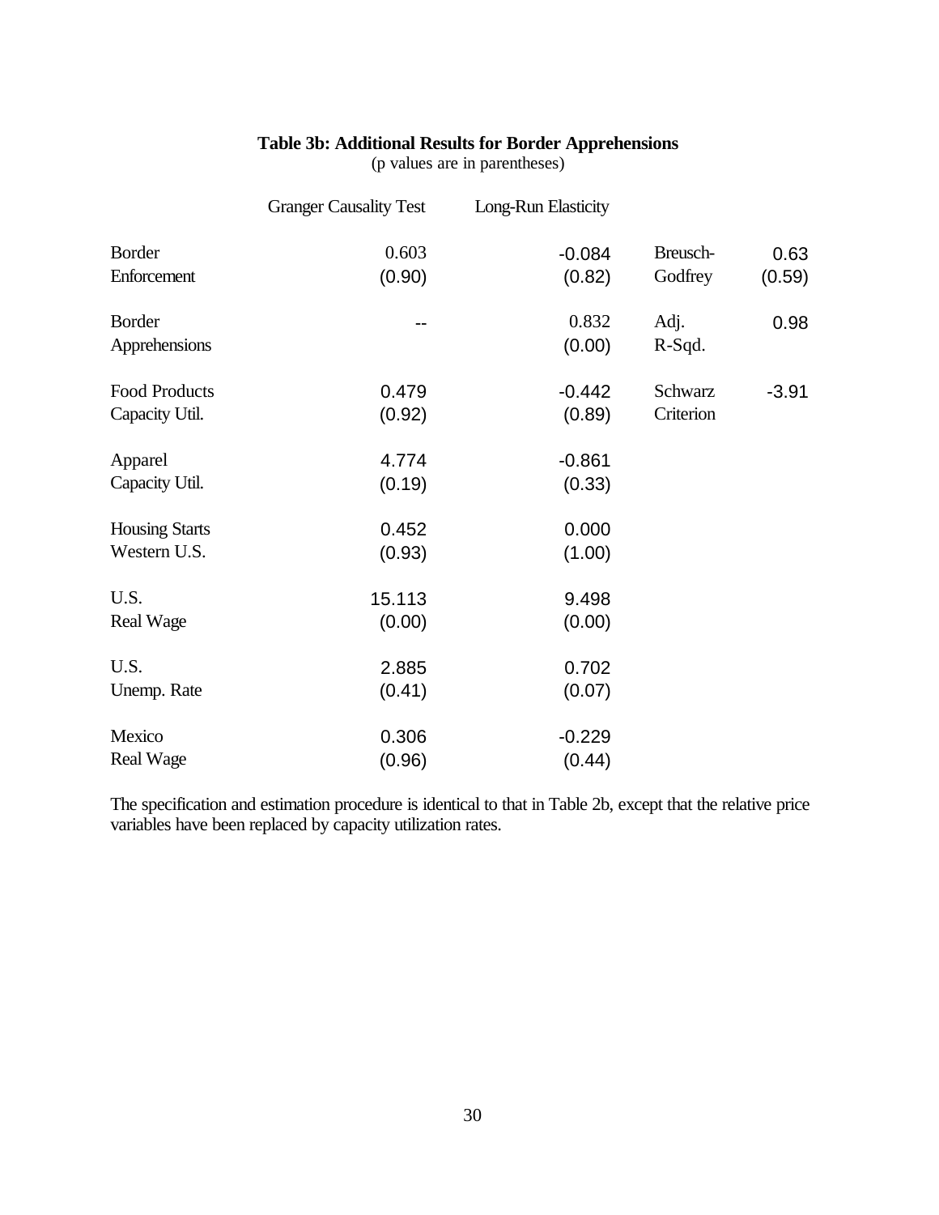**Table 3b: Additional Results for Border Apprehensions**

(p values are in parentheses)

| | Granger Causality Test | Long-Run Elasticity | | |
|---|---|---|---|---|
| Border Enforcement | 0.603 (0.90) | -0.084 (0.82) | Breusch-Godfrey | 0.63 (0.59) |
| Border Apprehensions | -- | 0.832 (0.00) | Adj. R-Sqd. | 0.98 |
| Food Products Capacity Util. | 0.479 (0.92) | -0.442 (0.89) | Schwarz Criterion | -3.91 |
| Apparel Capacity Util. | 4.774 (0.19) | -0.861 (0.33) | | |
| Housing Starts Western U.S. | 0.452 (0.93) | 0.000 (1.00) | | |
| U.S. Real Wage | 15.113 (0.00) | 9.498 (0.00) | | |
| U.S. Unemp. Rate | 2.885 (0.41) | 0.702 (0.07) | | |
| Mexico Real Wage | 0.306 (0.96) | -0.229 (0.44) | | |

The specification and estimation procedure is identical to that in Table 2b, except that the relative price variables have been replaced by capacity utilization rates.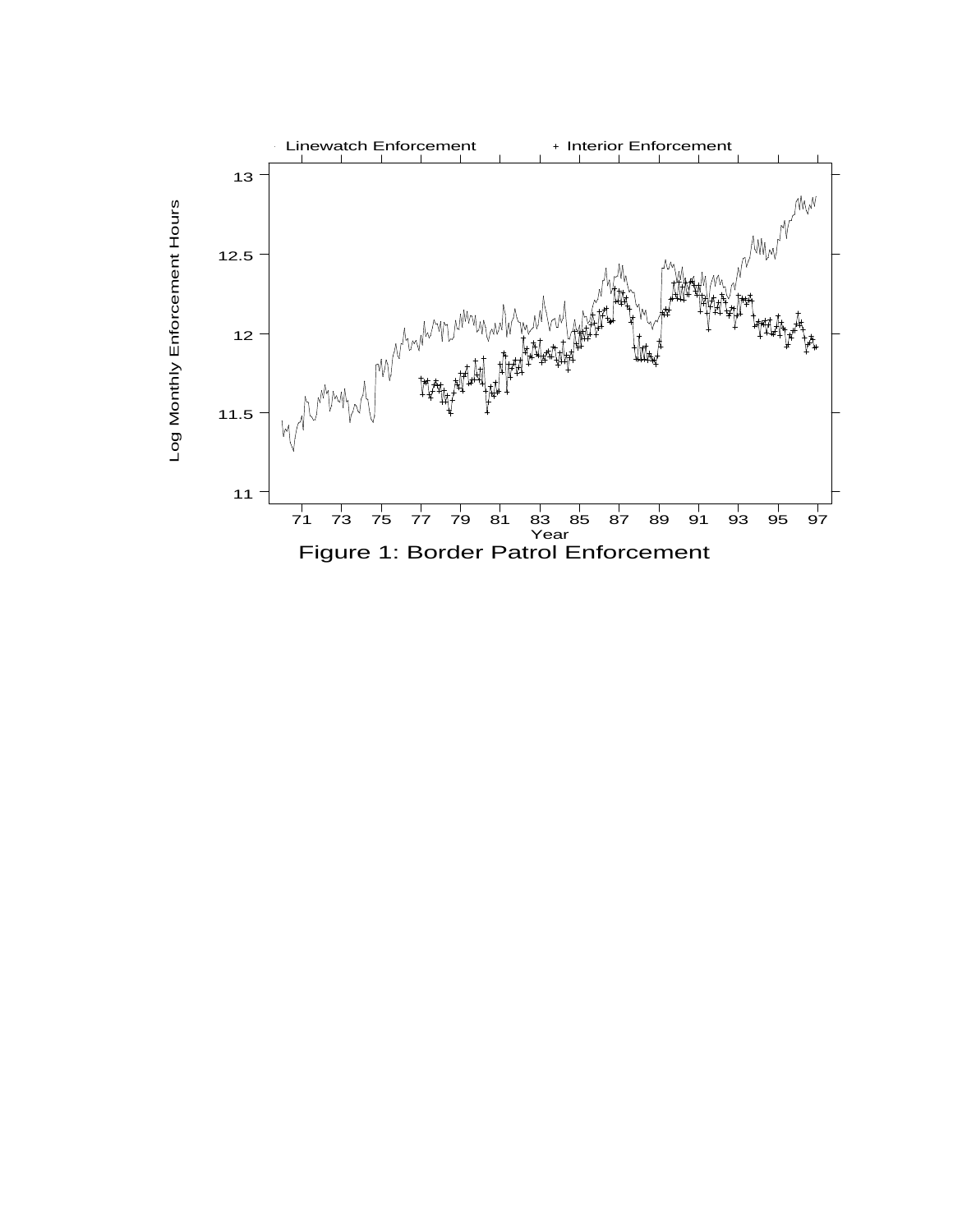Figure 1: Border Patrol Enforcement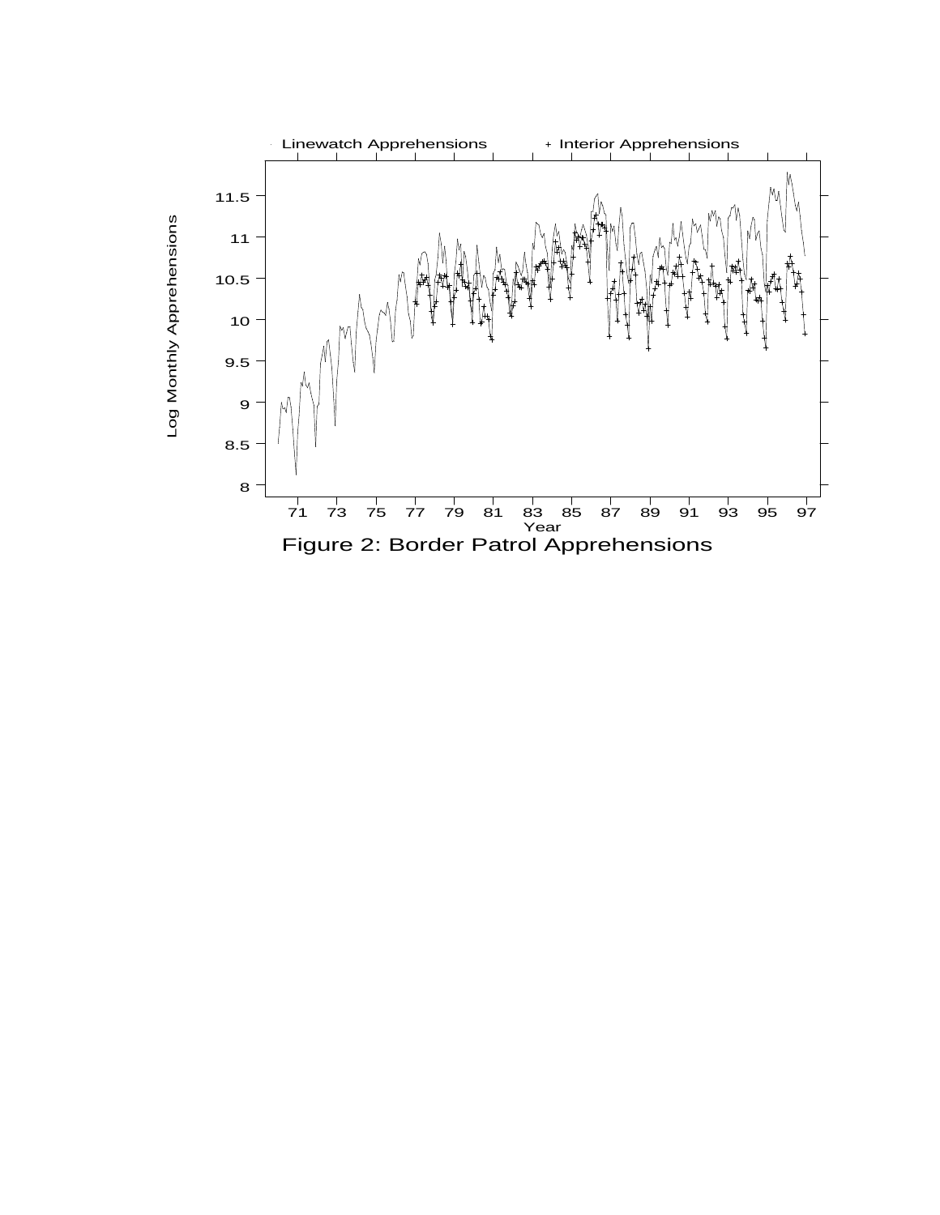Figure 2: Border Patrol Apprehensions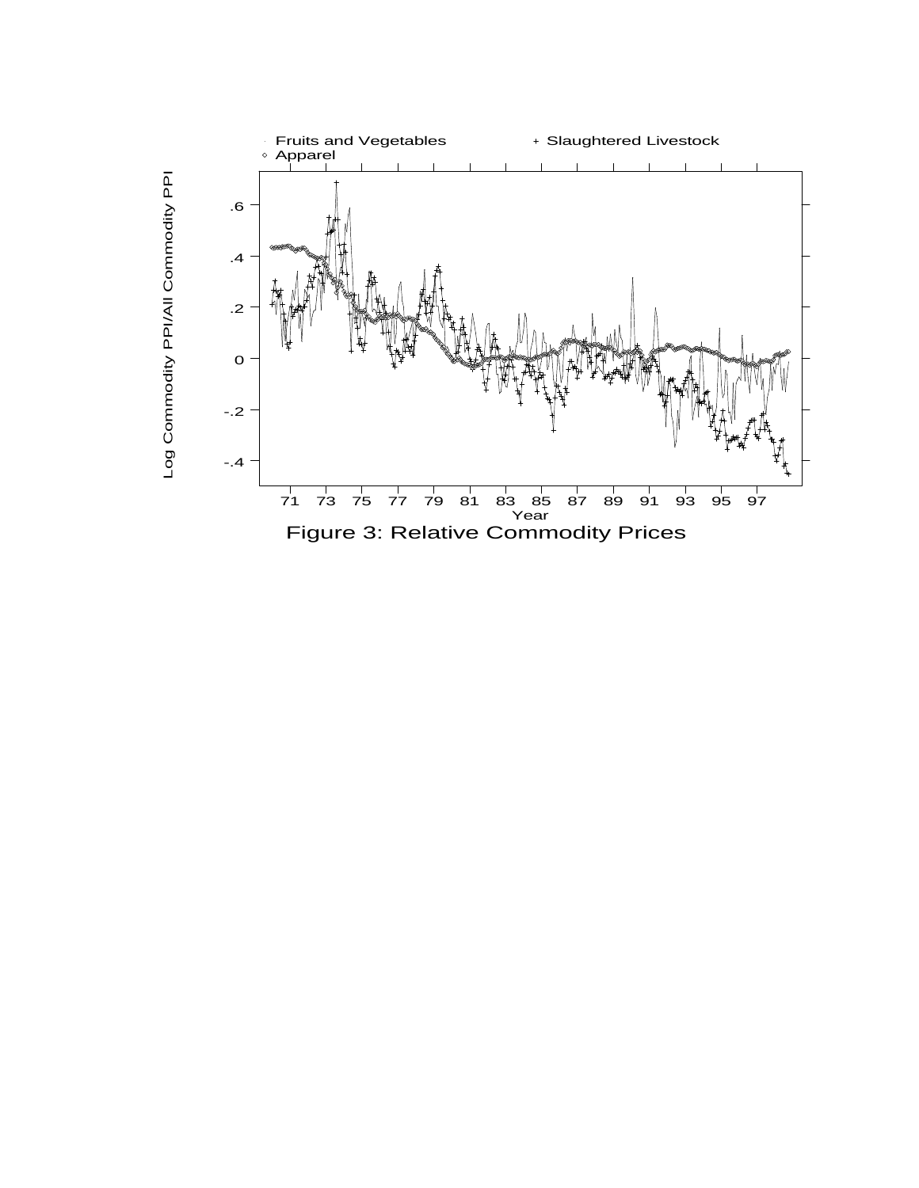Figure 3: Relative Commodity Prices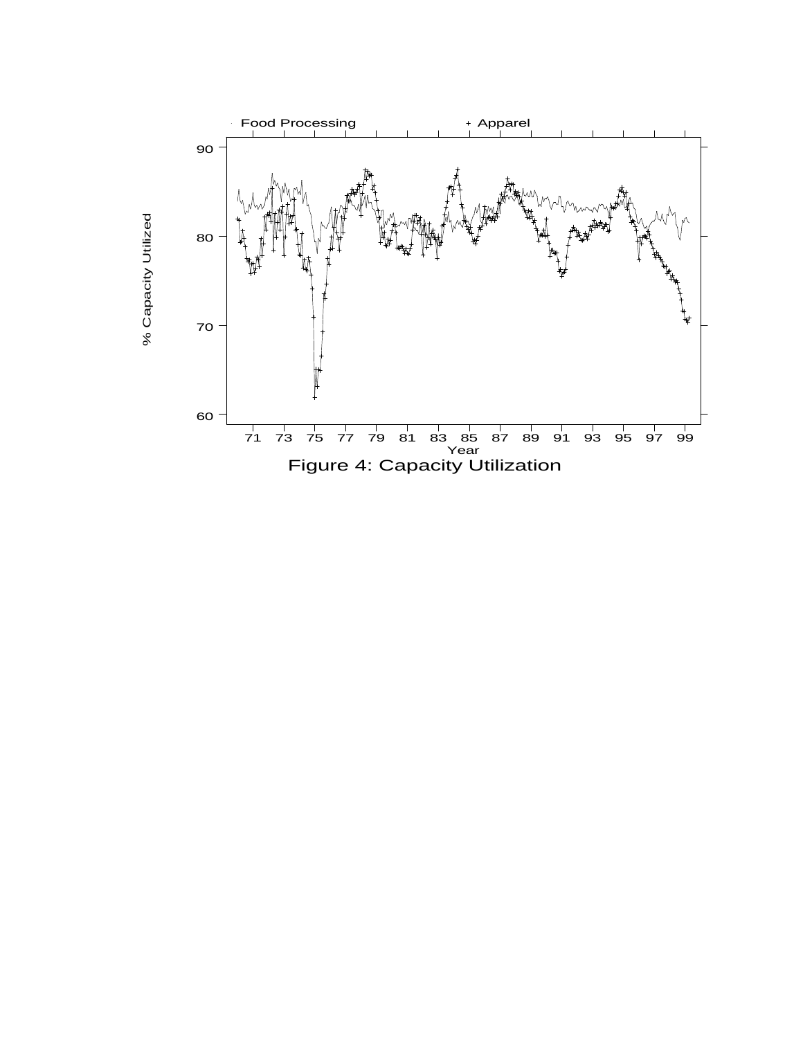Food Processing

+ Apparel

90

80

70

60

% Capacity Utilized

71 73 75 77 79 81 83 85 87 89 91 93 95 97 99

Year

Figure 4: Capacity Utilization